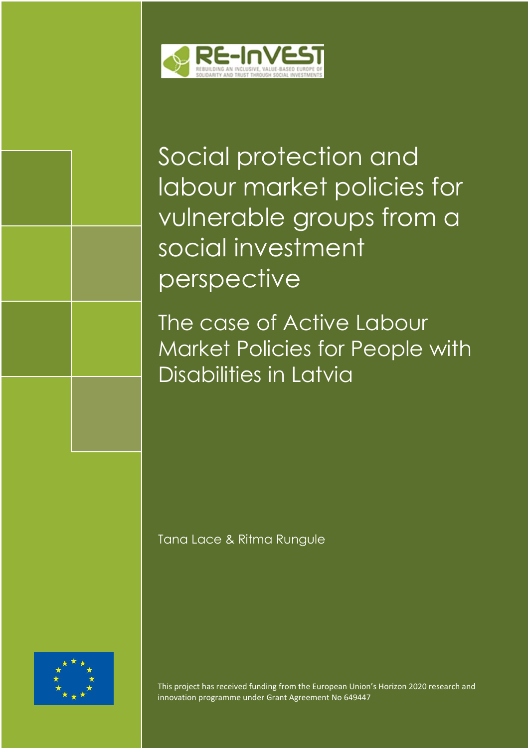RE-InVEST

REBUILDING AN INCLUSIVE, VALUE-BASED EUROPE OF SOLIDARITY AND TRUST THROUGH SOCIAL INVESTMENTS

# Social protection and labour market policies for vulnerable groups from a social investment perspective

## The case of Active Labour Market Policies for People with Disabilities in Latvia

Tana Lace & Ritma Rungule

This project has received funding from the European Union's Horizon 2020 research and innovation programme under Grant Agreement No 649447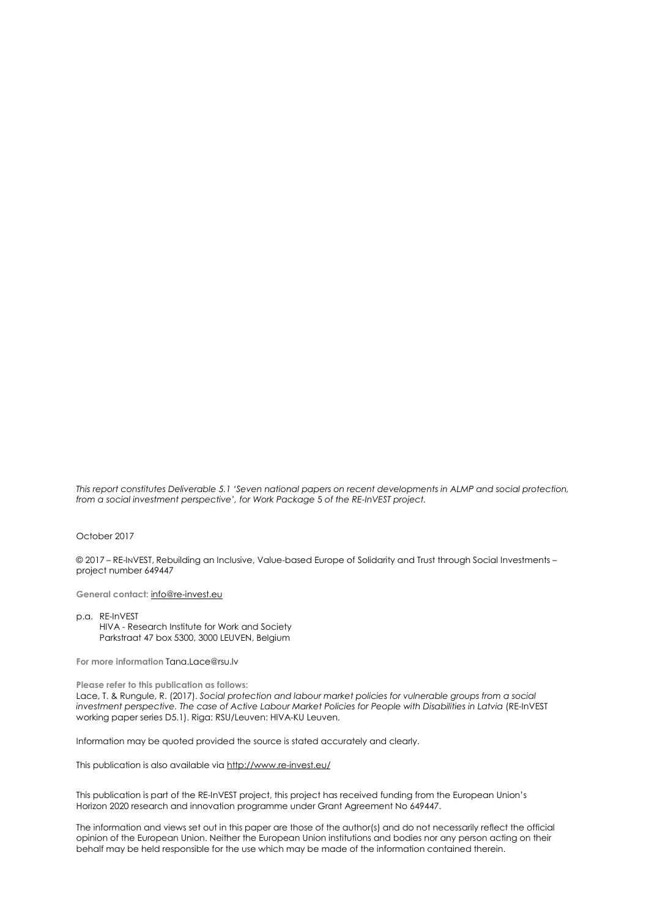*This report constitutes Deliverable 5.1 'Seven national papers on recent developments in ALMP and social protection, from a social investment perspective', for Work Package 5 of the RE-InVEST project.*

October 2017

© 2017 – RE-InVEST, Rebuilding an Inclusive, Value-based Europe of Solidarity and Trust through Social Investments – project number 649447

**General contact:** info@re-invest.eu

p.a. RE-InVEST
HIVA - Research Institute for Work and Society
Parkstraat 47 box 5300, 3000 LEUVEN, Belgium

**For more information** Tana.Lace@rsu.lv

**Please refer to this publication as follows:**
Lace, T. & Rungule, R. (2017). *Social protection and labour market policies for vulnerable groups from a social investment perspective. The case of Active Labour Market Policies for People with Disabilities in Latvia* (RE-InVEST working paper series D5.1). Riga: RSU/Leuven: HIVA-KU Leuven.

Information may be quoted provided the source is stated accurately and clearly.

This publication is also available via http://www.re-invest.eu/

This publication is part of the RE-InVEST project, this project has received funding from the European Union's Horizon 2020 research and innovation programme under Grant Agreement No 649447.

The information and views set out in this paper are those of the author(s) and do not necessarily reflect the official opinion of the European Union. Neither the European Union institutions and bodies nor any person acting on their behalf may be held responsible for the use which may be made of the information contained therein.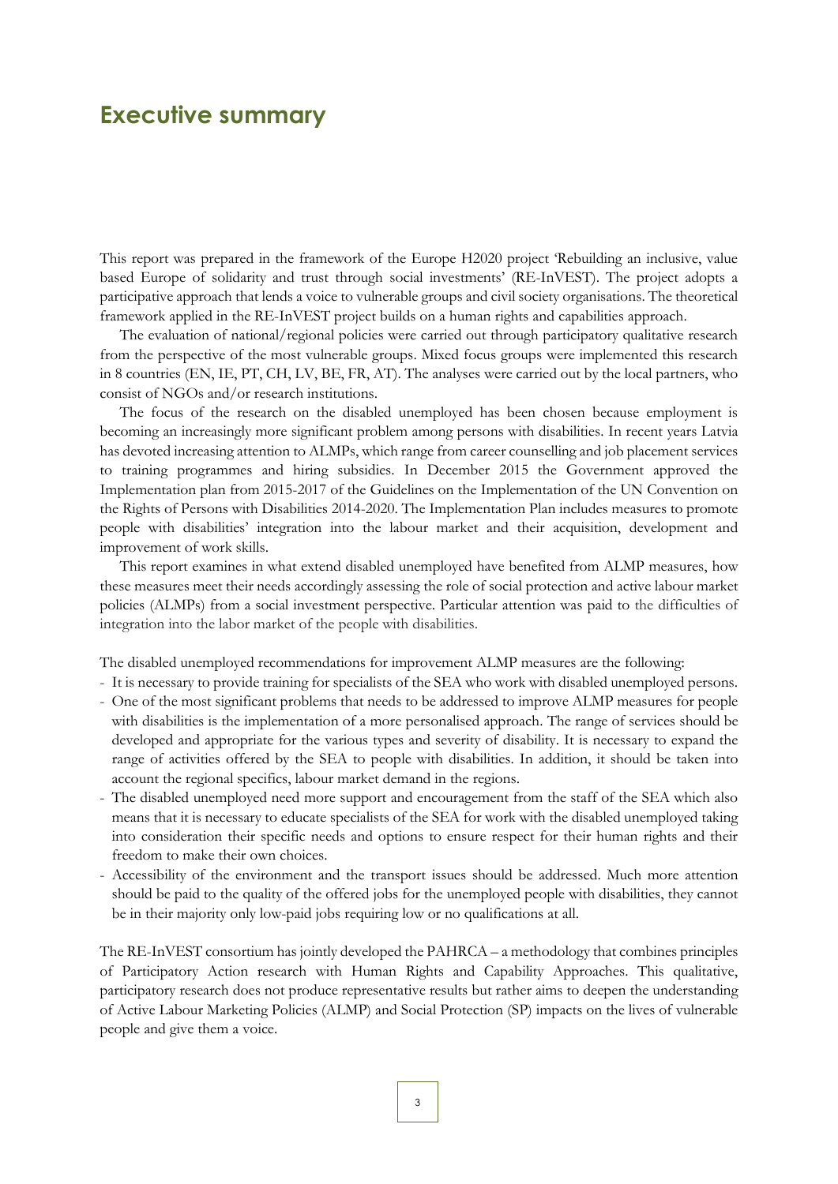# Executive summary

This report was prepared in the framework of the Europe H2020 project 'Rebuilding an inclusive, value based Europe of solidarity and trust through social investments' (RE-InVEST). The project adopts a participative approach that lends a voice to vulnerable groups and civil society organisations. The theoretical framework applied in the RE-InVEST project builds on a human rights and capabilities approach.

The evaluation of national/regional policies were carried out through participatory qualitative research from the perspective of the most vulnerable groups. Mixed focus groups were implemented this research in 8 countries (EN, IE, PT, CH, LV, BE, FR, AT). The analyses were carried out by the local partners, who consist of NGOs and/or research institutions.

The focus of the research on the disabled unemployed has been chosen because employment is becoming an increasingly more significant problem among persons with disabilities. In recent years Latvia has devoted increasing attention to ALMPs, which range from career counselling and job placement services to training programmes and hiring subsidies. In December 2015 the Government approved the Implementation plan from 2015-2017 of the Guidelines on the Implementation of the UN Convention on the Rights of Persons with Disabilities 2014-2020. The Implementation Plan includes measures to promote people with disabilities' integration into the labour market and their acquisition, development and improvement of work skills.

This report examines in what extend disabled unemployed have benefited from ALMP measures, how these measures meet their needs accordingly assessing the role of social protection and active labour market policies (ALMPs) from a social investment perspective. Particular attention was paid to the difficulties of integration into the labor market of the people with disabilities.

The disabled unemployed recommendations for improvement ALMP measures are the following:

- It is necessary to provide training for specialists of the SEA who work with disabled unemployed persons.
- One of the most significant problems that needs to be addressed to improve ALMP measures for people with disabilities is the implementation of a more personalised approach. The range of services should be developed and appropriate for the various types and severity of disability. It is necessary to expand the range of activities offered by the SEA to people with disabilities. In addition, it should be taken into account the regional specifics, labour market demand in the regions.
- The disabled unemployed need more support and encouragement from the staff of the SEA which also means that it is necessary to educate specialists of the SEA for work with the disabled unemployed taking into consideration their specific needs and options to ensure respect for their human rights and their freedom to make their own choices.
- Accessibility of the environment and the transport issues should be addressed. Much more attention should be paid to the quality of the offered jobs for the unemployed people with disabilities, they cannot be in their majority only low-paid jobs requiring low or no qualifications at all.

The RE-InVEST consortium has jointly developed the PAHRCA – a methodology that combines principles of Participatory Action research with Human Rights and Capability Approaches. This qualitative, participatory research does not produce representative results but rather aims to deepen the understanding of Active Labour Marketing Policies (ALMP) and Social Protection (SP) impacts on the lives of vulnerable people and give them a voice.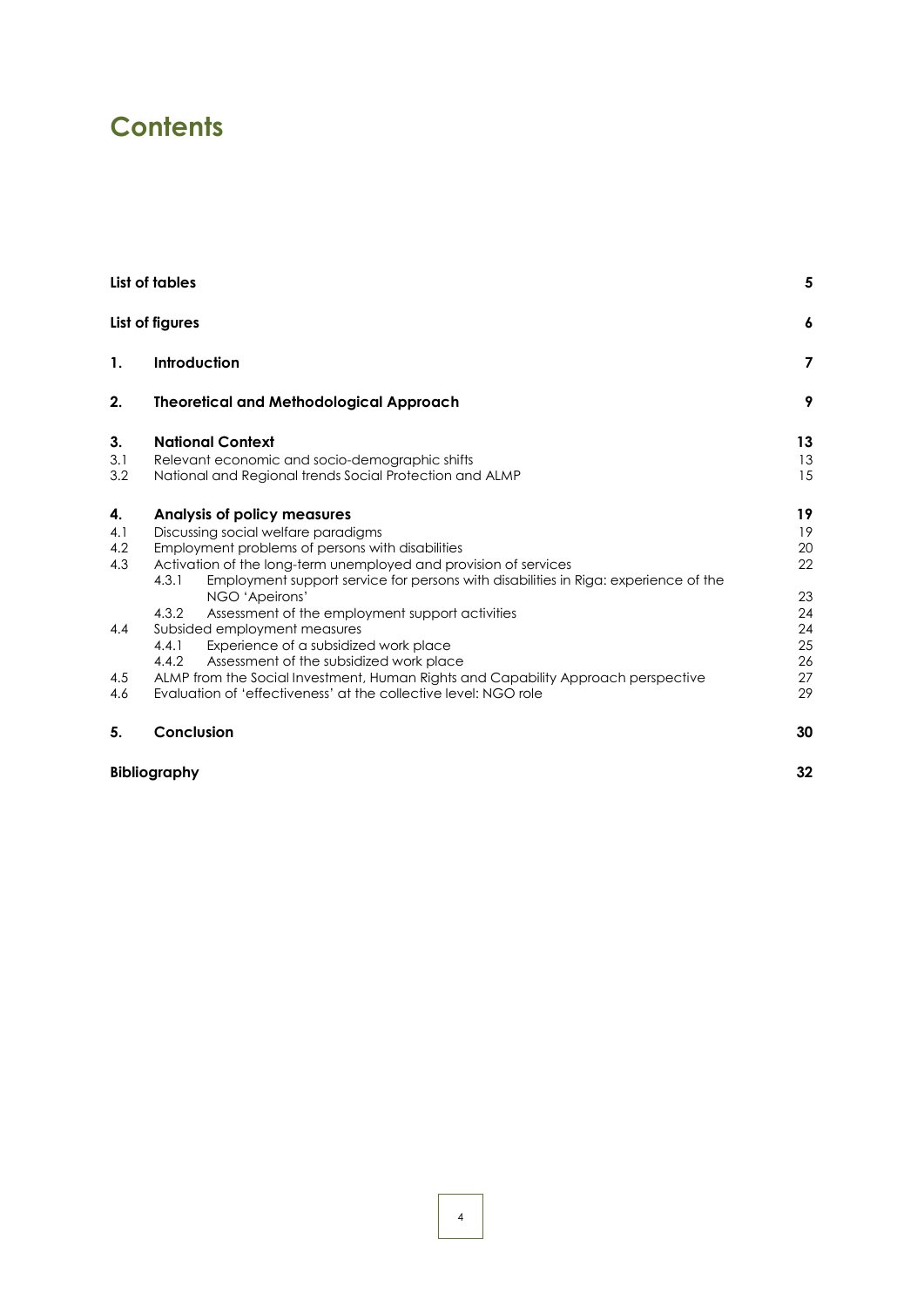# Contents

| | | |
|---|---|---|
| **List of tables** | | **5** |
| **List of figures** | | **6** |
| **1.** | **Introduction** | **7** |
| **2.** | **Theoretical and Methodological Approach** | **9** |
| **3.** | **National Context** | **13** |
| 3.1 | Relevant economic and socio-demographic shifts | 13 |
| 3.2 | National and Regional trends Social Protection and ALMP | 15 |
| **4.** | **Analysis of policy measures** | **19** |
| 4.1 | Discussing social welfare paradigms | 19 |
| 4.2 | Employment problems of persons with disabilities | 20 |
| 4.3 | Activation of the long-term unemployed and provision of services | 22 |
| 4.3.1 | Employment support service for persons with disabilities in Riga: experience of the NGO 'Apeirons' | 23 |
| 4.3.2 | Assessment of the employment support activities | 24 |
| 4.4 | Subsided employment measures | 24 |
| 4.4.1 | Experience of a subsidized work place | 25 |
| 4.4.2 | Assessment of the subsidized work place | 26 |
| 4.5 | ALMP from the Social Investment, Human Rights and Capability Approach perspective | 27 |
| 4.6 | Evaluation of 'effectiveness' at the collective level: NGO role | 29 |
| **5.** | **Conclusion** | **30** |
| **Bibliography** | | **32** |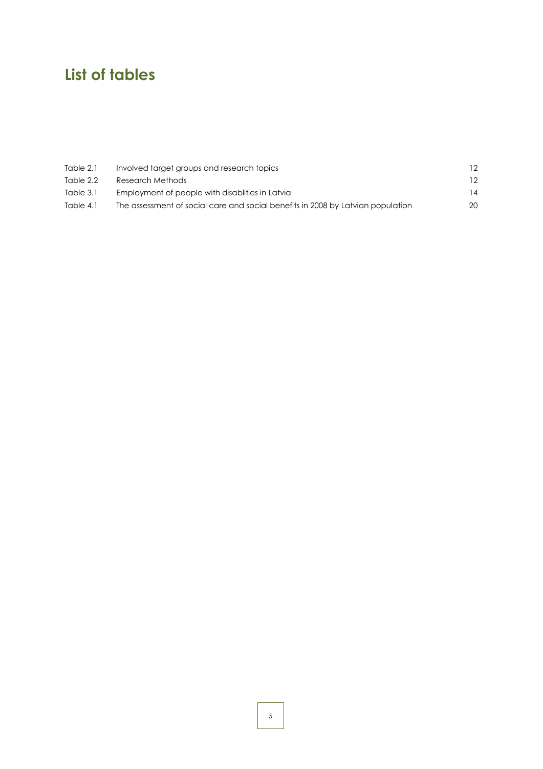# List of tables

| | | |
|---|---|---|
| Table 2.1 | Involved target groups and research topics | 12 |
| Table 2.2 | Research Methods | 12 |
| Table 3.1 | Employment of people with disablities in Latvia | 14 |
| Table 4.1 | The assessment of social care and social benefits in 2008 by Latvian population | 20 |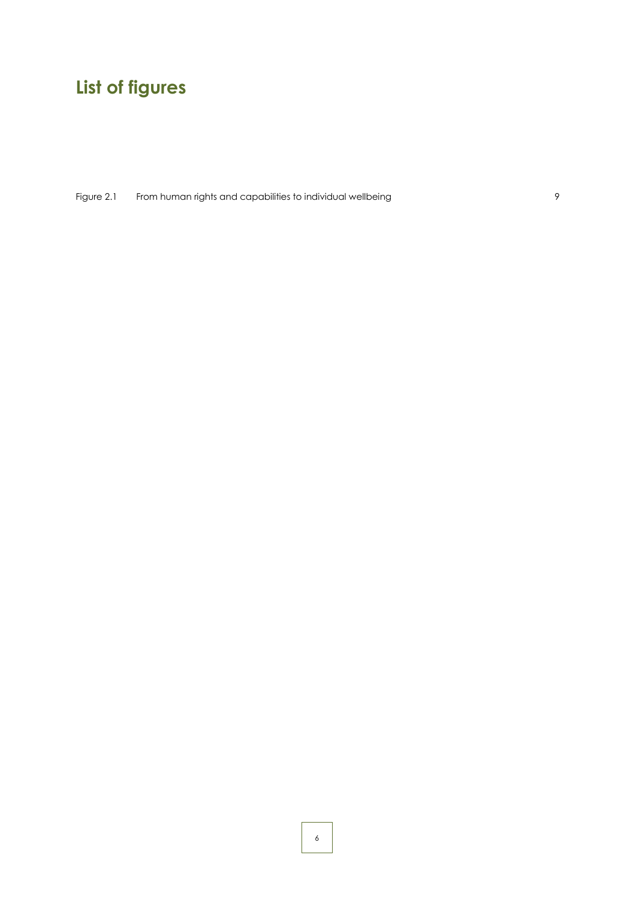# List of figures

| | | |
|---|---|---|
| Figure 2.1 | From human rights and capabilities to individual wellbeing | 9 |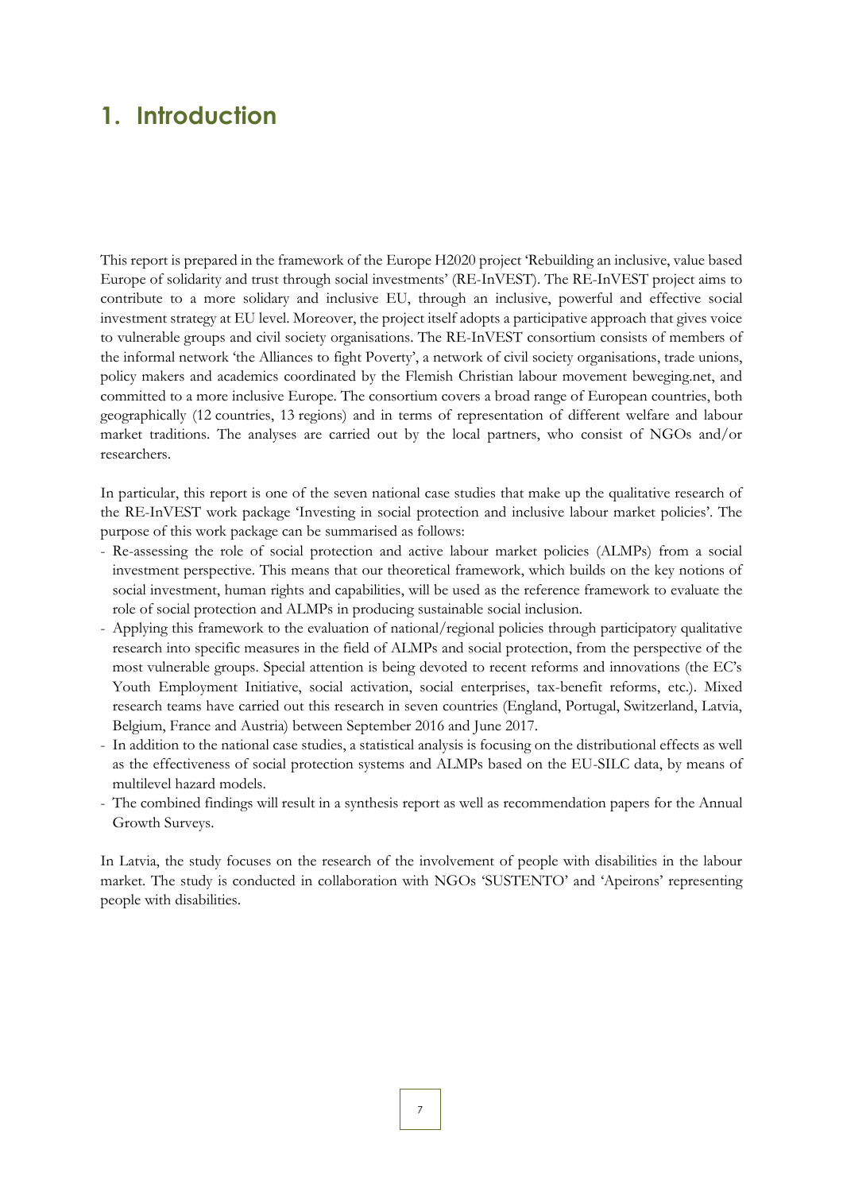# 1. Introduction

This report is prepared in the framework of the Europe H2020 project 'Rebuilding an inclusive, value based Europe of solidarity and trust through social investments' (RE-InVEST). The RE-InVEST project aims to contribute to a more solidary and inclusive EU, through an inclusive, powerful and effective social investment strategy at EU level. Moreover, the project itself adopts a participative approach that gives voice to vulnerable groups and civil society organisations. The RE-InVEST consortium consists of members of the informal network 'the Alliances to fight Poverty', a network of civil society organisations, trade unions, policy makers and academics coordinated by the Flemish Christian labour movement beweging.net, and committed to a more inclusive Europe. The consortium covers a broad range of European countries, both geographically (12 countries, 13 regions) and in terms of representation of different welfare and labour market traditions. The analyses are carried out by the local partners, who consist of NGOs and/or researchers.

In particular, this report is one of the seven national case studies that make up the qualitative research of the RE-InVEST work package 'Investing in social protection and inclusive labour market policies'. The purpose of this work package can be summarised as follows:

- Re-assessing the role of social protection and active labour market policies (ALMPs) from a social investment perspective. This means that our theoretical framework, which builds on the key notions of social investment, human rights and capabilities, will be used as the reference framework to evaluate the role of social protection and ALMPs in producing sustainable social inclusion.
- Applying this framework to the evaluation of national/regional policies through participatory qualitative research into specific measures in the field of ALMPs and social protection, from the perspective of the most vulnerable groups. Special attention is being devoted to recent reforms and innovations (the EC's Youth Employment Initiative, social activation, social enterprises, tax-benefit reforms, etc.). Mixed research teams have carried out this research in seven countries (England, Portugal, Switzerland, Latvia, Belgium, France and Austria) between September 2016 and June 2017.
- In addition to the national case studies, a statistical analysis is focusing on the distributional effects as well as the effectiveness of social protection systems and ALMPs based on the EU-SILC data, by means of multilevel hazard models.
- The combined findings will result in a synthesis report as well as recommendation papers for the Annual Growth Surveys.

In Latvia, the study focuses on the research of the involvement of people with disabilities in the labour market. The study is conducted in collaboration with NGOs 'SUSTENTO' and 'Apeirons' representing people with disabilities.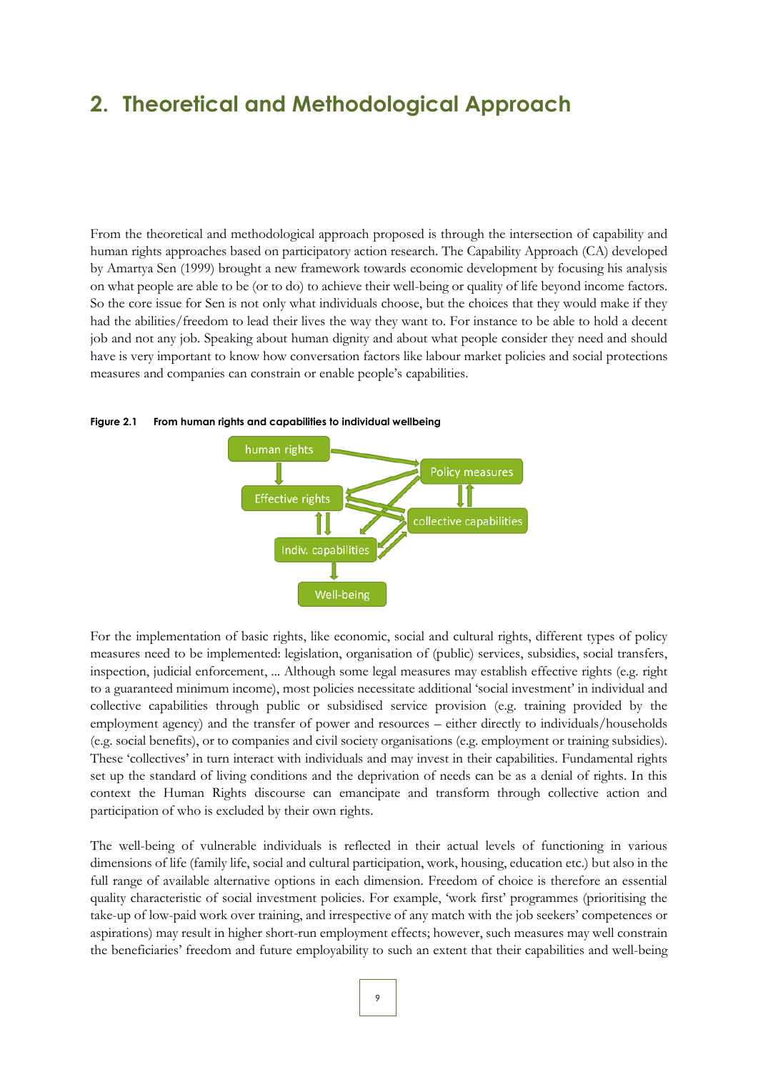# 2. Theoretical and Methodological Approach

From the theoretical and methodological approach proposed is through the intersection of capability and human rights approaches based on participatory action research. The Capability Approach (CA) developed by Amartya Sen (1999) brought a new framework towards economic development by focusing his analysis on what people are able to be (or to do) to achieve their well-being or quality of life beyond income factors. So the core issue for Sen is not only what individuals choose, but the choices that they would make if they had the abilities/freedom to lead their lives the way they want to. For instance to be able to hold a decent job and not any job. Speaking about human dignity and about what people consider they need and should have is very important to know how conversation factors like labour market policies and social protections measures and companies can constrain or enable people's capabilities.

**Figure 2.1 From human rights and capabilities to individual wellbeing**

For the implementation of basic rights, like economic, social and cultural rights, different types of policy measures need to be implemented: legislation, organisation of (public) services, subsidies, social transfers, inspection, judicial enforcement, ... Although some legal measures may establish effective rights (e.g. right to a guaranteed minimum income), most policies necessitate additional 'social investment' in individual and collective capabilities through public or subsidised service provision (e.g. training provided by the employment agency) and the transfer of power and resources – either directly to individuals/households (e.g. social benefits), or to companies and civil society organisations (e.g. employment or training subsidies). These 'collectives' in turn interact with individuals and may invest in their capabilities. Fundamental rights set up the standard of living conditions and the deprivation of needs can be as a denial of rights. In this context the Human Rights discourse can emancipate and transform through collective action and participation of who is excluded by their own rights.

The well-being of vulnerable individuals is reflected in their actual levels of functioning in various dimensions of life (family life, social and cultural participation, work, housing, education etc.) but also in the full range of available alternative options in each dimension. Freedom of choice is therefore an essential quality characteristic of social investment policies. For example, 'work first' programmes (prioritising the take-up of low-paid work over training, and irrespective of any match with the job seekers' competences or aspirations) may result in higher short-run employment effects; however, such measures may well constrain the beneficiaries' freedom and future employability to such an extent that their capabilities and well-being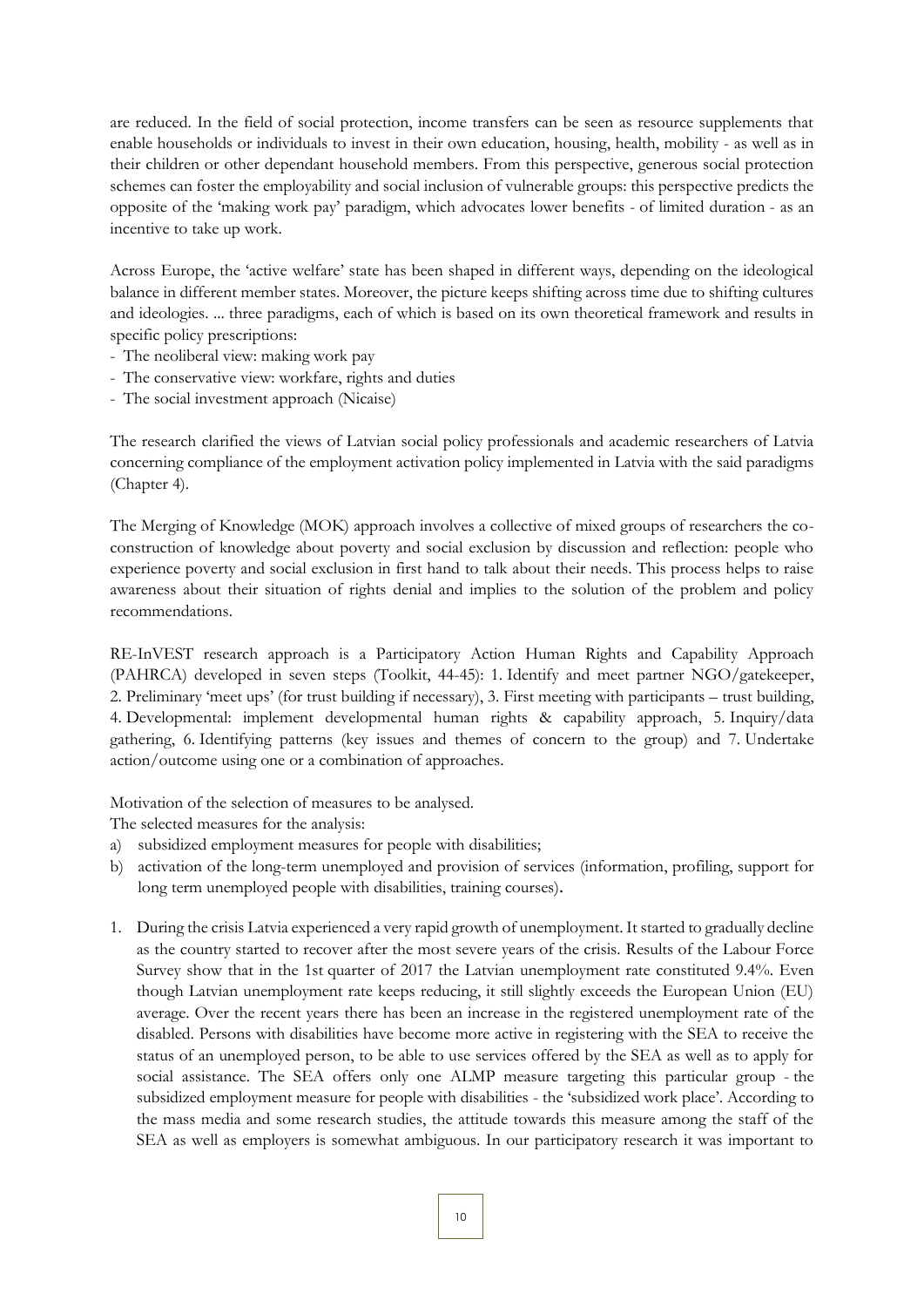are reduced. In the field of social protection, income transfers can be seen as resource supplements that enable households or individuals to invest in their own education, housing, health, mobility - as well as in their children or other dependant household members. From this perspective, generous social protection schemes can foster the employability and social inclusion of vulnerable groups: this perspective predicts the opposite of the 'making work pay' paradigm, which advocates lower benefits - of limited duration - as an incentive to take up work.

Across Europe, the 'active welfare' state has been shaped in different ways, depending on the ideological balance in different member states. Moreover, the picture keeps shifting across time due to shifting cultures and ideologies. ... three paradigms, each of which is based on its own theoretical framework and results in specific policy prescriptions:

- The neoliberal view: making work pay
- The conservative view: workfare, rights and duties
- The social investment approach (Nicaise)

The research clarified the views of Latvian social policy professionals and academic researchers of Latvia concerning compliance of the employment activation policy implemented in Latvia with the said paradigms (Chapter 4).

The Merging of Knowledge (MOK) approach involves a collective of mixed groups of researchers the co-construction of knowledge about poverty and social exclusion by discussion and reflection: people who experience poverty and social exclusion in first hand to talk about their needs. This process helps to raise awareness about their situation of rights denial and implies to the solution of the problem and policy recommendations.

RE-InVEST research approach is a Participatory Action Human Rights and Capability Approach (PAHRCA) developed in seven steps (Toolkit, 44-45): 1. Identify and meet partner NGO/gatekeeper, 2. Preliminary 'meet ups' (for trust building if necessary), 3. First meeting with participants – trust building, 4. Developmental: implement developmental human rights & capability approach, 5. Inquiry/data gathering, 6. Identifying patterns (key issues and themes of concern to the group) and 7. Undertake action/outcome using one or a combination of approaches.

Motivation of the selection of measures to be analysed.

The selected measures for the analysis:

a) subsidized employment measures for people with disabilities;
b) activation of the long-term unemployed and provision of services (information, profiling, support for long term unemployed people with disabilities, training courses).

1. During the crisis Latvia experienced a very rapid growth of unemployment. It started to gradually decline as the country started to recover after the most severe years of the crisis. Results of the Labour Force Survey show that in the 1st quarter of 2017 the Latvian unemployment rate constituted 9.4%. Even though Latvian unemployment rate keeps reducing, it still slightly exceeds the European Union (EU) average. Over the recent years there has been an increase in the registered unemployment rate of the disabled. Persons with disabilities have become more active in registering with the SEA to receive the status of an unemployed person, to be able to use services offered by the SEA as well as to apply for social assistance. The SEA offers only one ALMP measure targeting this particular group - the subsidized employment measure for people with disabilities - the 'subsidized work place'. According to the mass media and some research studies, the attitude towards this measure among the staff of the SEA as well as employers is somewhat ambiguous. In our participatory research it was important to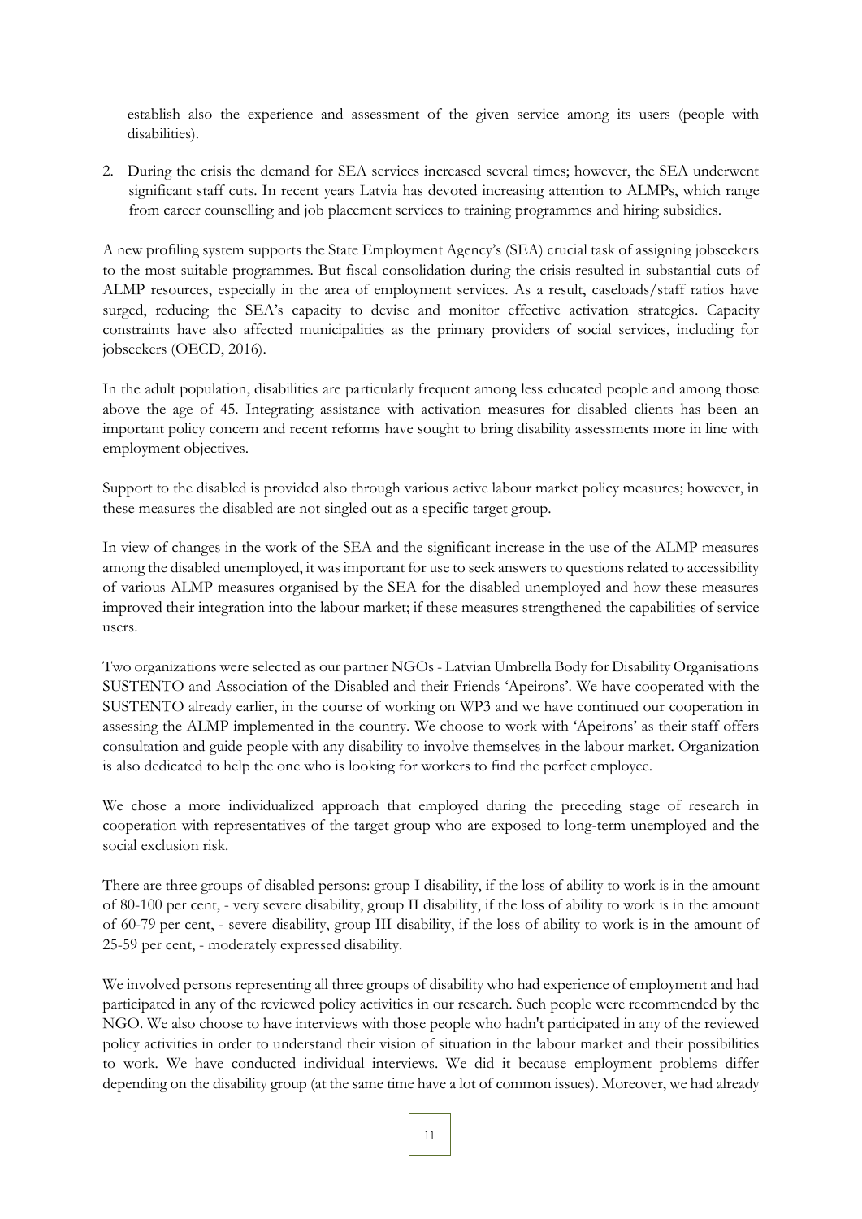establish also the experience and assessment of the given service among its users (people with disabilities).

2. During the crisis the demand for SEA services increased several times; however, the SEA underwent significant staff cuts. In recent years Latvia has devoted increasing attention to ALMPs, which range from career counselling and job placement services to training programmes and hiring subsidies.

A new profiling system supports the State Employment Agency's (SEA) crucial task of assigning jobseekers to the most suitable programmes. But fiscal consolidation during the crisis resulted in substantial cuts of ALMP resources, especially in the area of employment services. As a result, caseloads/staff ratios have surged, reducing the SEA's capacity to devise and monitor effective activation strategies. Capacity constraints have also affected municipalities as the primary providers of social services, including for jobseekers (OECD, 2016).

In the adult population, disabilities are particularly frequent among less educated people and among those above the age of 45. Integrating assistance with activation measures for disabled clients has been an important policy concern and recent reforms have sought to bring disability assessments more in line with employment objectives.

Support to the disabled is provided also through various active labour market policy measures; however, in these measures the disabled are not singled out as a specific target group.

In view of changes in the work of the SEA and the significant increase in the use of the ALMP measures among the disabled unemployed, it was important for use to seek answers to questions related to accessibility of various ALMP measures organised by the SEA for the disabled unemployed and how these measures improved their integration into the labour market; if these measures strengthened the capabilities of service users.

Two organizations were selected as our partner NGOs - Latvian Umbrella Body for Disability Organisations SUSTENTO and Association of the Disabled and their Friends 'Apeirons'. We have cooperated with the SUSTENTO already earlier, in the course of working on WP3 and we have continued our cooperation in assessing the ALMP implemented in the country. We choose to work with 'Apeirons' as their staff offers consultation and guide people with any disability to involve themselves in the labour market. Organization is also dedicated to help the one who is looking for workers to find the perfect employee.

We chose a more individualized approach that employed during the preceding stage of research in cooperation with representatives of the target group who are exposed to long-term unemployed and the social exclusion risk.

There are three groups of disabled persons: group I disability, if the loss of ability to work is in the amount of 80-100 per cent, - very severe disability, group II disability, if the loss of ability to work is in the amount of 60-79 per cent, - severe disability, group III disability, if the loss of ability to work is in the amount of 25-59 per cent, - moderately expressed disability.

We involved persons representing all three groups of disability who had experience of employment and had participated in any of the reviewed policy activities in our research. Such people were recommended by the NGO. We also choose to have interviews with those people who hadn't participated in any of the reviewed policy activities in order to understand their vision of situation in the labour market and their possibilities to work. We have conducted individual interviews. We did it because employment problems differ depending on the disability group (at the same time have a lot of common issues). Moreover, we had already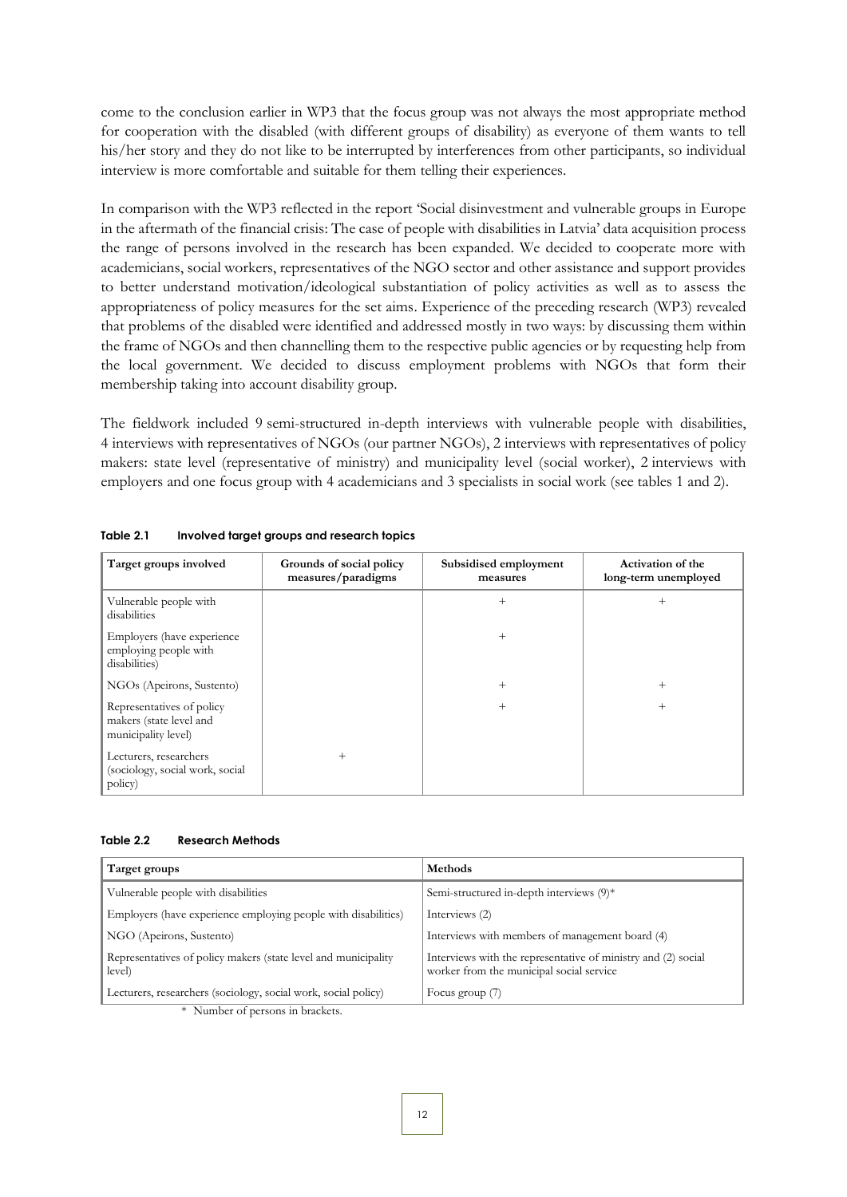come to the conclusion earlier in WP3 that the focus group was not always the most appropriate method for cooperation with the disabled (with different groups of disability) as everyone of them wants to tell his/her story and they do not like to be interrupted by interferences from other participants, so individual interview is more comfortable and suitable for them telling their experiences.

In comparison with the WP3 reflected in the report 'Social disinvestment and vulnerable groups in Europe in the aftermath of the financial crisis: The case of people with disabilities in Latvia' data acquisition process the range of persons involved in the research has been expanded. We decided to cooperate more with academicians, social workers, representatives of the NGO sector and other assistance and support provides to better understand motivation/ideological substantiation of policy activities as well as to assess the appropriateness of policy measures for the set aims. Experience of the preceding research (WP3) revealed that problems of the disabled were identified and addressed mostly in two ways: by discussing them within the frame of NGOs and then channelling them to the respective public agencies or by requesting help from the local government. We decided to discuss employment problems with NGOs that form their membership taking into account disability group.

The fieldwork included 9 semi-structured in-depth interviews with vulnerable people with disabilities, 4 interviews with representatives of NGOs (our partner NGOs), 2 interviews with representatives of policy makers: state level (representative of ministry) and municipality level (social worker), 2 interviews with employers and one focus group with 4 academicians and 3 specialists in social work (see tables 1 and 2).

**Table 2.1 Involved target groups and research topics**

| Target groups involved | Grounds of social policy measures/paradigms | Subsidised employment measures | Activation of the long-term unemployed |
|---|---|---|---|
| Vulnerable people with disabilities | | + | + |
| Employers (have experience employing people with disabilities) | | + | |
| NGOs (Apeirons, Sustento) | | + | + |
| Representatives of policy makers (state level and municipality level) | | + | + |
| Lecturers, researchers (sociology, social work, social policy) | + | | |

**Table 2.2 Research Methods**

| Target groups | Methods |
|---|---|
| Vulnerable people with disabilities | Semi-structured in-depth interviews (9)* |
| Employers (have experience employing people with disabilities) | Interviews (2) |
| NGO (Apeirons, Sustento) | Interviews with members of management board (4) |
| Representatives of policy makers (state level and municipality level) | Interviews with the representative of ministry and (2) social worker from the municipal social service |
| Lecturers, researchers (sociology, social work, social policy) | Focus group (7) |

\* Number of persons in brackets.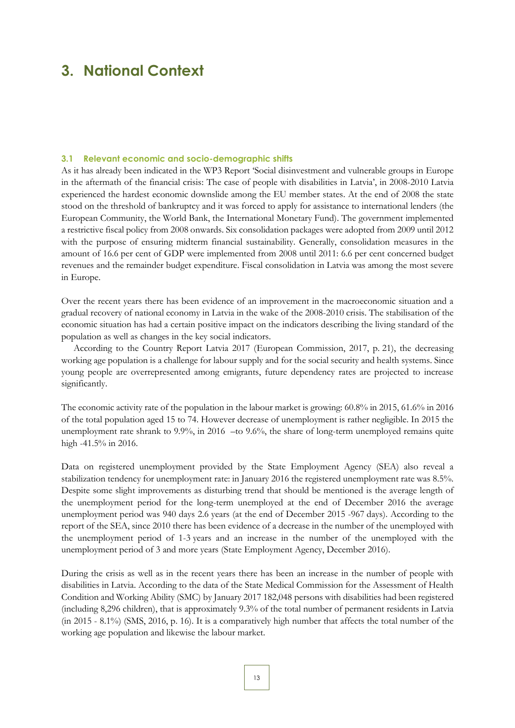# 3. National Context

### 3.1 Relevant economic and socio-demographic shifts

As it has already been indicated in the WP3 Report 'Social disinvestment and vulnerable groups in Europe in the aftermath of the financial crisis: The case of people with disabilities in Latvia', in 2008-2010 Latvia experienced the hardest economic downslide among the EU member states. At the end of 2008 the state stood on the threshold of bankruptcy and it was forced to apply for assistance to international lenders (the European Community, the World Bank, the International Monetary Fund). The government implemented a restrictive fiscal policy from 2008 onwards. Six consolidation packages were adopted from 2009 until 2012 with the purpose of ensuring midterm financial sustainability. Generally, consolidation measures in the amount of 16.6 per cent of GDP were implemented from 2008 until 2011: 6.6 per cent concerned budget revenues and the remainder budget expenditure. Fiscal consolidation in Latvia was among the most severe in Europe.

Over the recent years there has been evidence of an improvement in the macroeconomic situation and a gradual recovery of national economy in Latvia in the wake of the 2008-2010 crisis. The stabilisation of the economic situation has had a certain positive impact on the indicators describing the living standard of the population as well as changes in the key social indicators.

According to the Country Report Latvia 2017 (European Commission, 2017, p. 21), the decreasing working age population is a challenge for labour supply and for the social security and health systems. Since young people are overrepresented among emigrants, future dependency rates are projected to increase significantly.

The economic activity rate of the population in the labour market is growing: 60.8% in 2015, 61.6% in 2016 of the total population aged 15 to 74. However decrease of unemployment is rather negligible. In 2015 the unemployment rate shrank to 9.9%, in 2016 –to 9.6%, the share of long-term unemployed remains quite high -41.5% in 2016.

Data on registered unemployment provided by the State Employment Agency (SEA) also reveal a stabilization tendency for unemployment rate: in January 2016 the registered unemployment rate was 8.5%. Despite some slight improvements as disturbing trend that should be mentioned is the average length of the unemployment period for the long-term unemployed at the end of December 2016 the average unemployment period was 940 days 2.6 years (at the end of December 2015 -967 days). According to the report of the SEA, since 2010 there has been evidence of a decrease in the number of the unemployed with the unemployment period of 1-3 years and an increase in the number of the unemployed with the unemployment period of 3 and more years (State Employment Agency, December 2016).

During the crisis as well as in the recent years there has been an increase in the number of people with disabilities in Latvia. According to the data of the State Medical Commission for the Assessment of Health Condition and Working Ability (SMC) by January 2017 182,048 persons with disabilities had been registered (including 8,296 children), that is approximately 9.3% of the total number of permanent residents in Latvia (in 2015 - 8.1%) (SMS, 2016, p. 16). It is a comparatively high number that affects the total number of the working age population and likewise the labour market.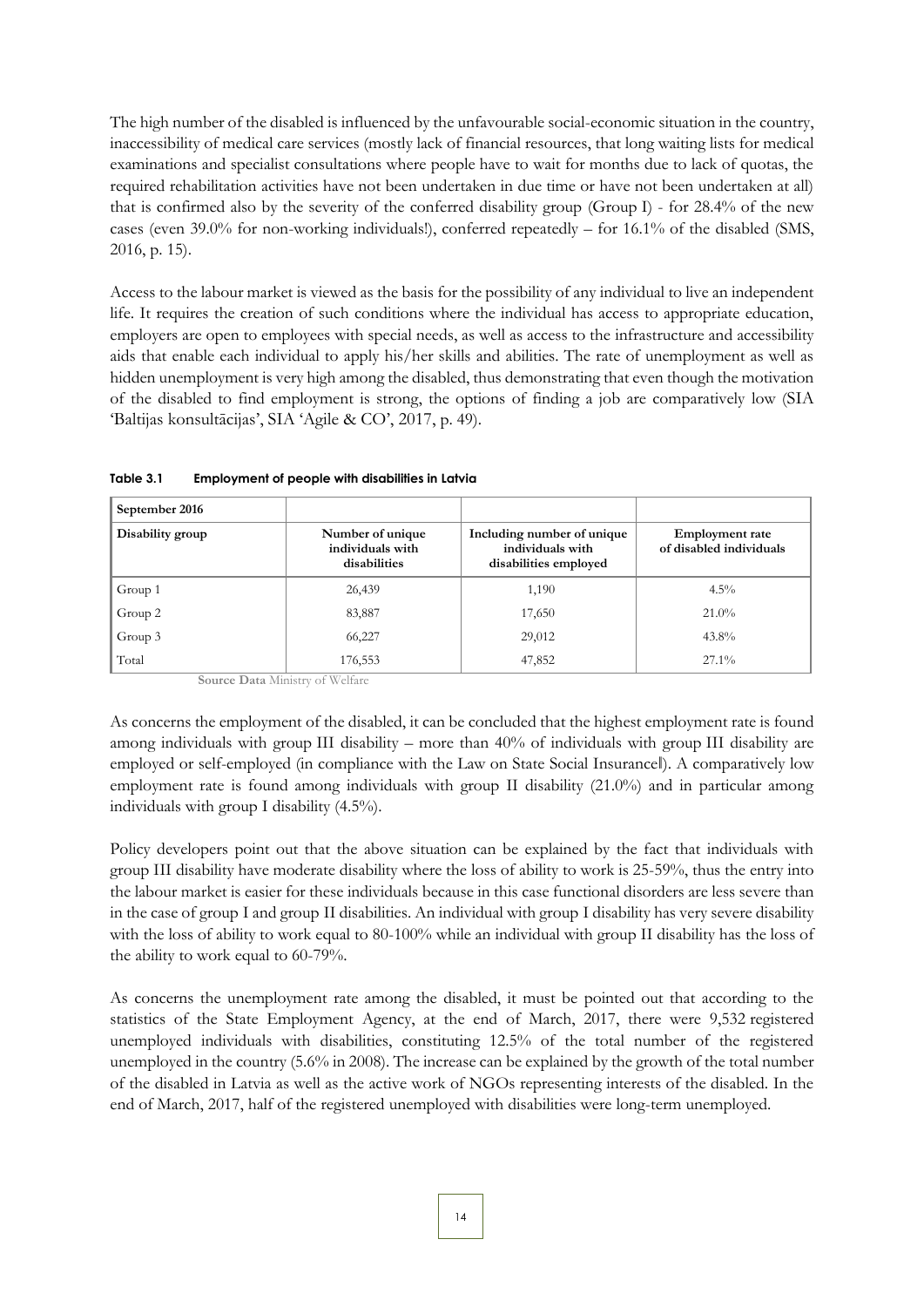The high number of the disabled is influenced by the unfavourable social-economic situation in the country, inaccessibility of medical care services (mostly lack of financial resources, that long waiting lists for medical examinations and specialist consultations where people have to wait for months due to lack of quotas, the required rehabilitation activities have not been undertaken in due time or have not been undertaken at all) that is confirmed also by the severity of the conferred disability group (Group I) - for 28.4% of the new cases (even 39.0% for non-working individuals!), conferred repeatedly – for 16.1% of the disabled (SMS, 2016, p. 15).

Access to the labour market is viewed as the basis for the possibility of any individual to live an independent life. It requires the creation of such conditions where the individual has access to appropriate education, employers are open to employees with special needs, as well as access to the infrastructure and accessibility aids that enable each individual to apply his/her skills and abilities. The rate of unemployment as well as hidden unemployment is very high among the disabled, thus demonstrating that even though the motivation of the disabled to find employment is strong, the options of finding a job are comparatively low (SIA 'Baltijas konsultācijas', SIA 'Agile & CO', 2017, p. 49).

**Table 3.1 Employment of people with disabilities in Latvia**

| September 2016 | | | |
|---|---|---|---|
| **Disability group** | **Number of unique individuals with disabilities** | **Including number of unique individuals with disabilities employed** | **Employment rate of disabled individuals** |
| Group 1 | 26,439 | 1,190 | 4.5% |
| Group 2 | 83,887 | 17,650 | 21.0% |
| Group 3 | 66,227 | 29,012 | 43.8% |
| Total | 176,553 | 47,852 | 27.1% |

**Source Data** Ministry of Welfare

As concerns the employment of the disabled, it can be concluded that the highest employment rate is found among individuals with group III disability – more than 40% of individuals with group III disability are employed or self-employed (in compliance with the Law on State Social Insurance). A comparatively low employment rate is found among individuals with group II disability (21.0%) and in particular among individuals with group I disability (4.5%).

Policy developers point out that the above situation can be explained by the fact that individuals with group III disability have moderate disability where the loss of ability to work is 25-59%, thus the entry into the labour market is easier for these individuals because in this case functional disorders are less severe than in the case of group I and group II disabilities. An individual with group I disability has very severe disability with the loss of ability to work equal to 80-100% while an individual with group II disability has the loss of the ability to work equal to 60-79%.

As concerns the unemployment rate among the disabled, it must be pointed out that according to the statistics of the State Employment Agency, at the end of March, 2017, there were 9,532 registered unemployed individuals with disabilities, constituting 12.5% of the total number of the registered unemployed in the country (5.6% in 2008). The increase can be explained by the growth of the total number of the disabled in Latvia as well as the active work of NGOs representing interests of the disabled. In the end of March, 2017, half of the registered unemployed with disabilities were long-term unemployed.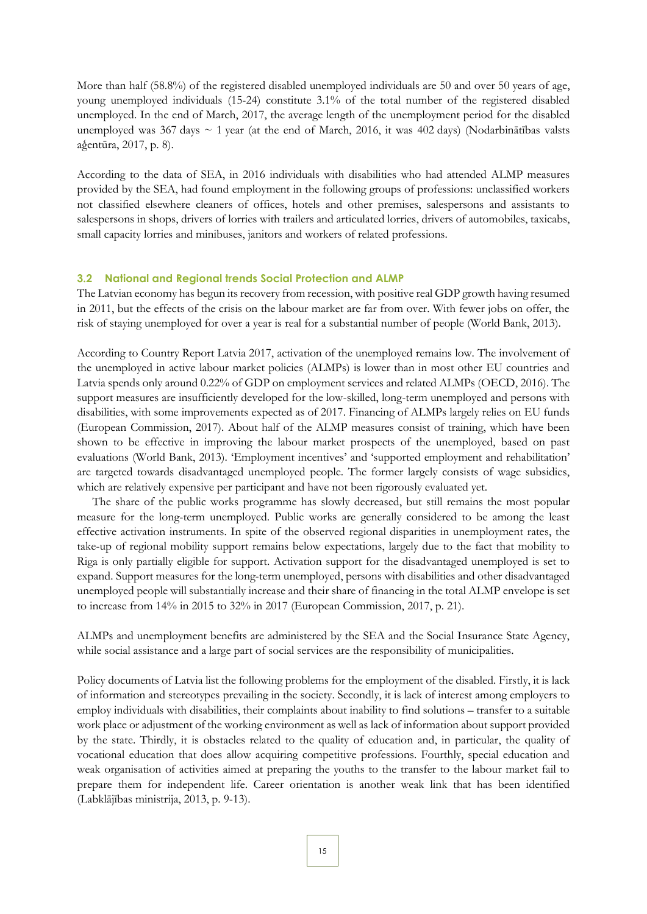More than half (58.8%) of the registered disabled unemployed individuals are 50 and over 50 years of age, young unemployed individuals (15-24) constitute 3.1% of the total number of the registered disabled unemployed. In the end of March, 2017, the average length of the unemployment period for the disabled unemployed was 367 days ~ 1 year (at the end of March, 2016, it was 402 days) (Nodarbinātības valsts aģentūra, 2017, p. 8).

According to the data of SEA, in 2016 individuals with disabilities who had attended ALMP measures provided by the SEA, had found employment in the following groups of professions: unclassified workers not classified elsewhere cleaners of offices, hotels and other premises, salespersons and assistants to salespersons in shops, drivers of lorries with trailers and articulated lorries, drivers of automobiles, taxicabs, small capacity lorries and minibuses, janitors and workers of related professions.

### 3.2 National and Regional trends Social Protection and ALMP

The Latvian economy has begun its recovery from recession, with positive real GDP growth having resumed in 2011, but the effects of the crisis on the labour market are far from over. With fewer jobs on offer, the risk of staying unemployed for over a year is real for a substantial number of people (World Bank, 2013).

According to Country Report Latvia 2017, activation of the unemployed remains low. The involvement of the unemployed in active labour market policies (ALMPs) is lower than in most other EU countries and Latvia spends only around 0.22% of GDP on employment services and related ALMPs (OECD, 2016). The support measures are insufficiently developed for the low-skilled, long-term unemployed and persons with disabilities, with some improvements expected as of 2017. Financing of ALMPs largely relies on EU funds (European Commission, 2017). About half of the ALMP measures consist of training, which have been shown to be effective in improving the labour market prospects of the unemployed, based on past evaluations (World Bank, 2013). 'Employment incentives' and 'supported employment and rehabilitation' are targeted towards disadvantaged unemployed people. The former largely consists of wage subsidies, which are relatively expensive per participant and have not been rigorously evaluated yet.

The share of the public works programme has slowly decreased, but still remains the most popular measure for the long-term unemployed. Public works are generally considered to be among the least effective activation instruments. In spite of the observed regional disparities in unemployment rates, the take-up of regional mobility support remains below expectations, largely due to the fact that mobility to Riga is only partially eligible for support. Activation support for the disadvantaged unemployed is set to expand. Support measures for the long-term unemployed, persons with disabilities and other disadvantaged unemployed people will substantially increase and their share of financing in the total ALMP envelope is set to increase from 14% in 2015 to 32% in 2017 (European Commission, 2017, p. 21).

ALMPs and unemployment benefits are administered by the SEA and the Social Insurance State Agency, while social assistance and a large part of social services are the responsibility of municipalities.

Policy documents of Latvia list the following problems for the employment of the disabled. Firstly, it is lack of information and stereotypes prevailing in the society. Secondly, it is lack of interest among employers to employ individuals with disabilities, their complaints about inability to find solutions – transfer to a suitable work place or adjustment of the working environment as well as lack of information about support provided by the state. Thirdly, it is obstacles related to the quality of education and, in particular, the quality of vocational education that does allow acquiring competitive professions. Fourthly, special education and weak organisation of activities aimed at preparing the youths to the transfer to the labour market fail to prepare them for independent life. Career orientation is another weak link that has been identified (Labklājības ministrija, 2013, p. 9-13).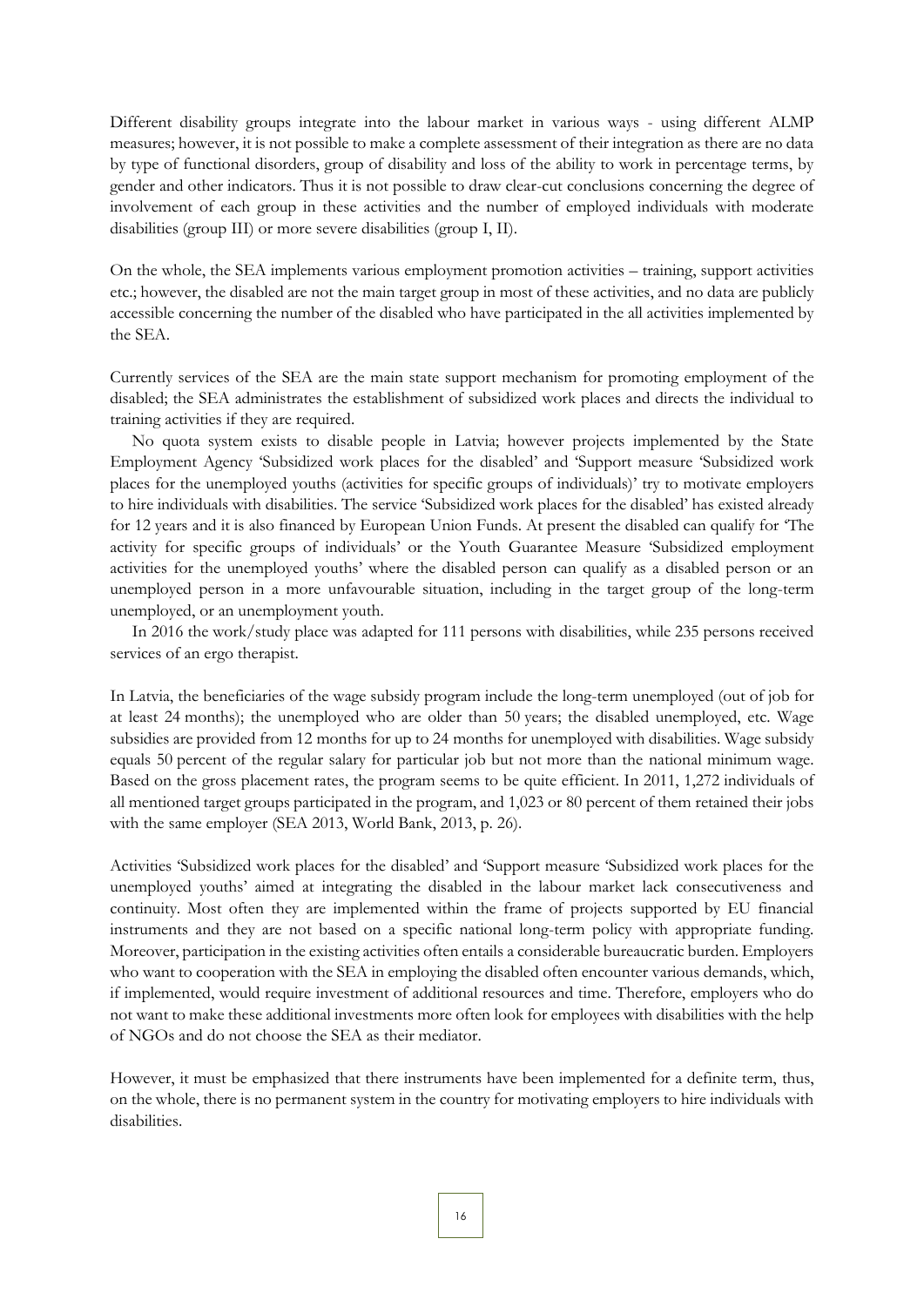Different disability groups integrate into the labour market in various ways - using different ALMP measures; however, it is not possible to make a complete assessment of their integration as there are no data by type of functional disorders, group of disability and loss of the ability to work in percentage terms, by gender and other indicators. Thus it is not possible to draw clear-cut conclusions concerning the degree of involvement of each group in these activities and the number of employed individuals with moderate disabilities (group III) or more severe disabilities (group I, II).

On the whole, the SEA implements various employment promotion activities – training, support activities etc.; however, the disabled are not the main target group in most of these activities, and no data are publicly accessible concerning the number of the disabled who have participated in the all activities implemented by the SEA.

Currently services of the SEA are the main state support mechanism for promoting employment of the disabled; the SEA administrates the establishment of subsidized work places and directs the individual to training activities if they are required.

No quota system exists to disable people in Latvia; however projects implemented by the State Employment Agency 'Subsidized work places for the disabled' and 'Support measure 'Subsidized work places for the unemployed youths (activities for specific groups of individuals)' try to motivate employers to hire individuals with disabilities. The service 'Subsidized work places for the disabled' has existed already for 12 years and it is also financed by European Union Funds. At present the disabled can qualify for 'The activity for specific groups of individuals' or the Youth Guarantee Measure 'Subsidized employment activities for the unemployed youths' where the disabled person can qualify as a disabled person or an unemployed person in a more unfavourable situation, including in the target group of the long-term unemployed, or an unemployment youth.

In 2016 the work/study place was adapted for 111 persons with disabilities, while 235 persons received services of an ergo therapist.

In Latvia, the beneficiaries of the wage subsidy program include the long-term unemployed (out of job for at least 24 months); the unemployed who are older than 50 years; the disabled unemployed, etc. Wage subsidies are provided from 12 months for up to 24 months for unemployed with disabilities. Wage subsidy equals 50 percent of the regular salary for particular job but not more than the national minimum wage. Based on the gross placement rates, the program seems to be quite efficient. In 2011, 1,272 individuals of all mentioned target groups participated in the program, and 1,023 or 80 percent of them retained their jobs with the same employer (SEA 2013, World Bank, 2013, p. 26).

Activities 'Subsidized work places for the disabled' and 'Support measure 'Subsidized work places for the unemployed youths' aimed at integrating the disabled in the labour market lack consecutiveness and continuity. Most often they are implemented within the frame of projects supported by EU financial instruments and they are not based on a specific national long-term policy with appropriate funding. Moreover, participation in the existing activities often entails a considerable bureaucratic burden. Employers who want to cooperation with the SEA in employing the disabled often encounter various demands, which, if implemented, would require investment of additional resources and time. Therefore, employers who do not want to make these additional investments more often look for employees with disabilities with the help of NGOs and do not choose the SEA as their mediator.

However, it must be emphasized that there instruments have been implemented for a definite term, thus, on the whole, there is no permanent system in the country for motivating employers to hire individuals with disabilities.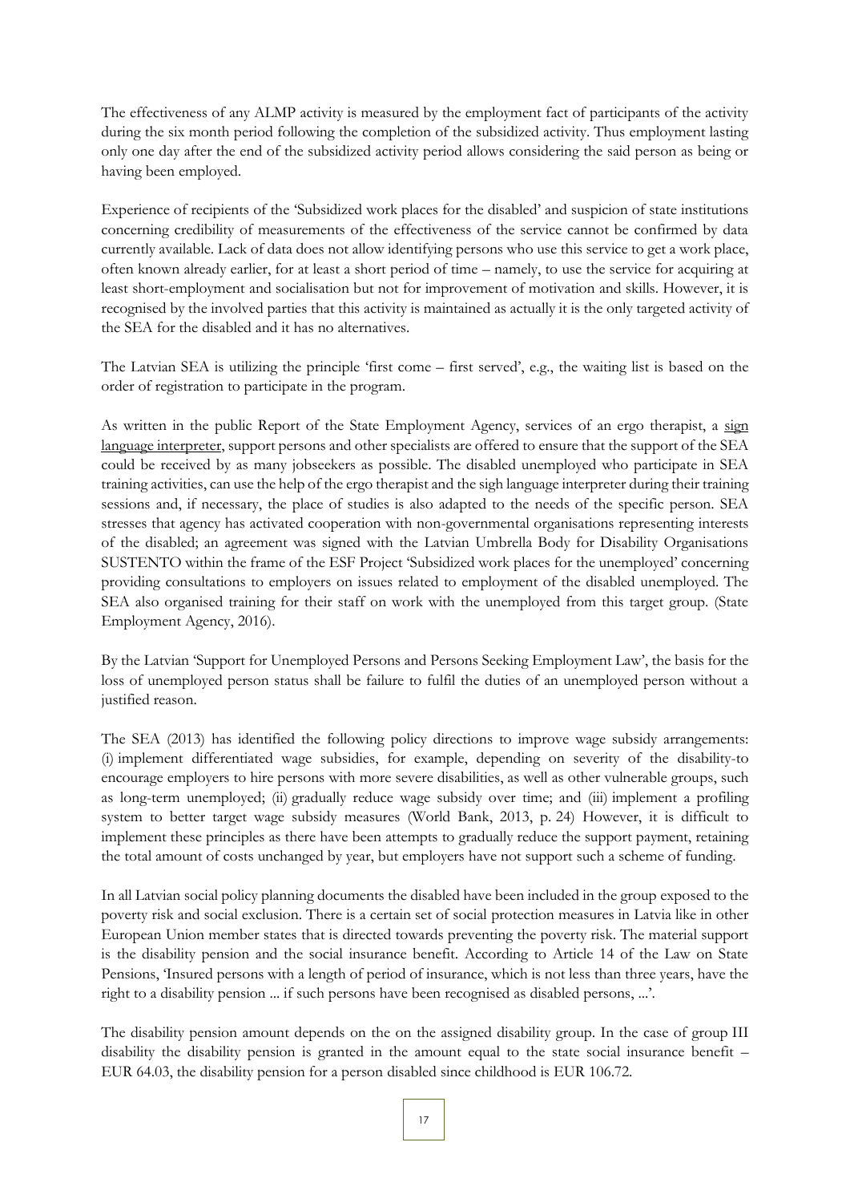The effectiveness of any ALMP activity is measured by the employment fact of participants of the activity during the six month period following the completion of the subsidized activity. Thus employment lasting only one day after the end of the subsidized activity period allows considering the said person as being or having been employed.

Experience of recipients of the 'Subsidized work places for the disabled' and suspicion of state institutions concerning credibility of measurements of the effectiveness of the service cannot be confirmed by data currently available. Lack of data does not allow identifying persons who use this service to get a work place, often known already earlier, for at least a short period of time – namely, to use the service for acquiring at least short-employment and socialisation but not for improvement of motivation and skills. However, it is recognised by the involved parties that this activity is maintained as actually it is the only targeted activity of the SEA for the disabled and it has no alternatives.

The Latvian SEA is utilizing the principle 'first come – first served', e.g., the waiting list is based on the order of registration to participate in the program.

As written in the public Report of the State Employment Agency, services of an ergo therapist, a sign language interpreter, support persons and other specialists are offered to ensure that the support of the SEA could be received by as many jobseekers as possible. The disabled unemployed who participate in SEA training activities, can use the help of the ergo therapist and the sigh language interpreter during their training sessions and, if necessary, the place of studies is also adapted to the needs of the specific person. SEA stresses that agency has activated cooperation with non-governmental organisations representing interests of the disabled; an agreement was signed with the Latvian Umbrella Body for Disability Organisations SUSTENTO within the frame of the ESF Project 'Subsidized work places for the unemployed' concerning providing consultations to employers on issues related to employment of the disabled unemployed. The SEA also organised training for their staff on work with the unemployed from this target group. (State Employment Agency, 2016).

By the Latvian 'Support for Unemployed Persons and Persons Seeking Employment Law', the basis for the loss of unemployed person status shall be failure to fulfil the duties of an unemployed person without a justified reason.

The SEA (2013) has identified the following policy directions to improve wage subsidy arrangements: (i) implement differentiated wage subsidies, for example, depending on severity of the disability-to encourage employers to hire persons with more severe disabilities, as well as other vulnerable groups, such as long-term unemployed; (ii) gradually reduce wage subsidy over time; and (iii) implement a profiling system to better target wage subsidy measures (World Bank, 2013, p. 24) However, it is difficult to implement these principles as there have been attempts to gradually reduce the support payment, retaining the total amount of costs unchanged by year, but employers have not support such a scheme of funding.

In all Latvian social policy planning documents the disabled have been included in the group exposed to the poverty risk and social exclusion. There is a certain set of social protection measures in Latvia like in other European Union member states that is directed towards preventing the poverty risk. The material support is the disability pension and the social insurance benefit. According to Article 14 of the Law on State Pensions, 'Insured persons with a length of period of insurance, which is not less than three years, have the right to a disability pension ... if such persons have been recognised as disabled persons, ...'.

The disability pension amount depends on the on the assigned disability group. In the case of group III disability the disability pension is granted in the amount equal to the state social insurance benefit – EUR 64.03, the disability pension for a person disabled since childhood is EUR 106.72.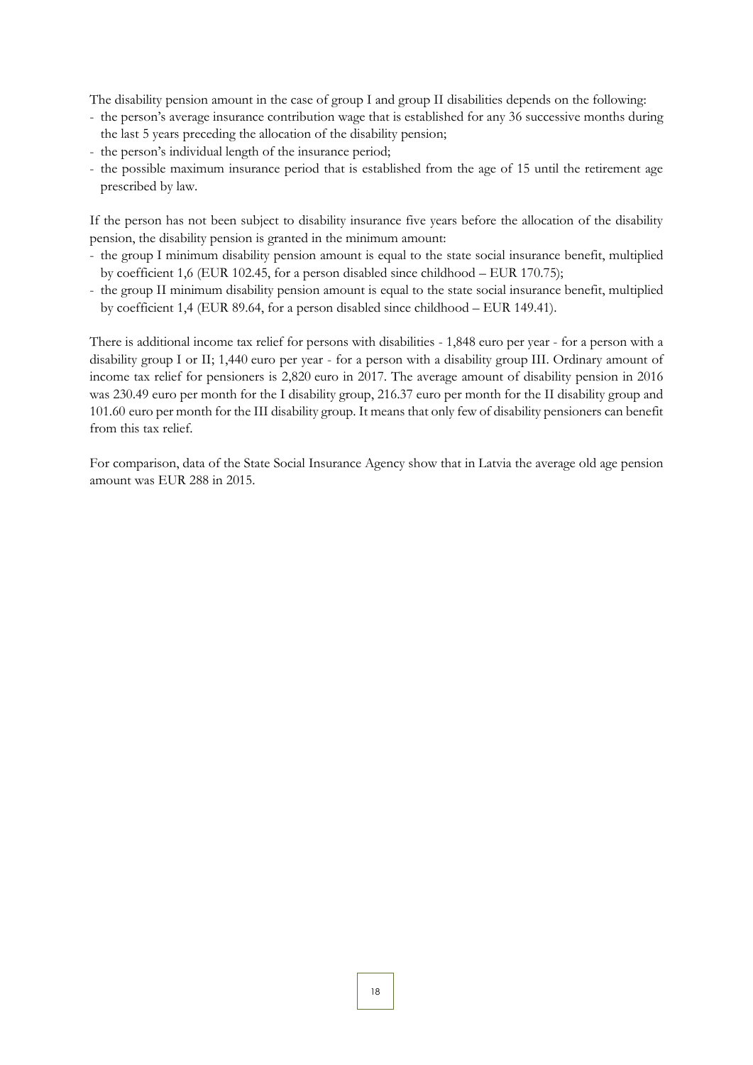The disability pension amount in the case of group I and group II disabilities depends on the following:

- the person's average insurance contribution wage that is established for any 36 successive months during the last 5 years preceding the allocation of the disability pension;
- the person's individual length of the insurance period;
- the possible maximum insurance period that is established from the age of 15 until the retirement age prescribed by law.

If the person has not been subject to disability insurance five years before the allocation of the disability pension, the disability pension is granted in the minimum amount:

- the group I minimum disability pension amount is equal to the state social insurance benefit, multiplied by coefficient 1,6 (EUR 102.45, for a person disabled since childhood – EUR 170.75);
- the group II minimum disability pension amount is equal to the state social insurance benefit, multiplied by coefficient 1,4 (EUR 89.64, for a person disabled since childhood – EUR 149.41).

There is additional income tax relief for persons with disabilities - 1,848 euro per year - for a person with a disability group I or II; 1,440 euro per year - for a person with a disability group III. Ordinary amount of income tax relief for pensioners is 2,820 euro in 2017. The average amount of disability pension in 2016 was 230.49 euro per month for the I disability group, 216.37 euro per month for the II disability group and 101.60 euro per month for the III disability group. It means that only few of disability pensioners can benefit from this tax relief.

For comparison, data of the State Social Insurance Agency show that in Latvia the average old age pension amount was EUR 288 in 2015.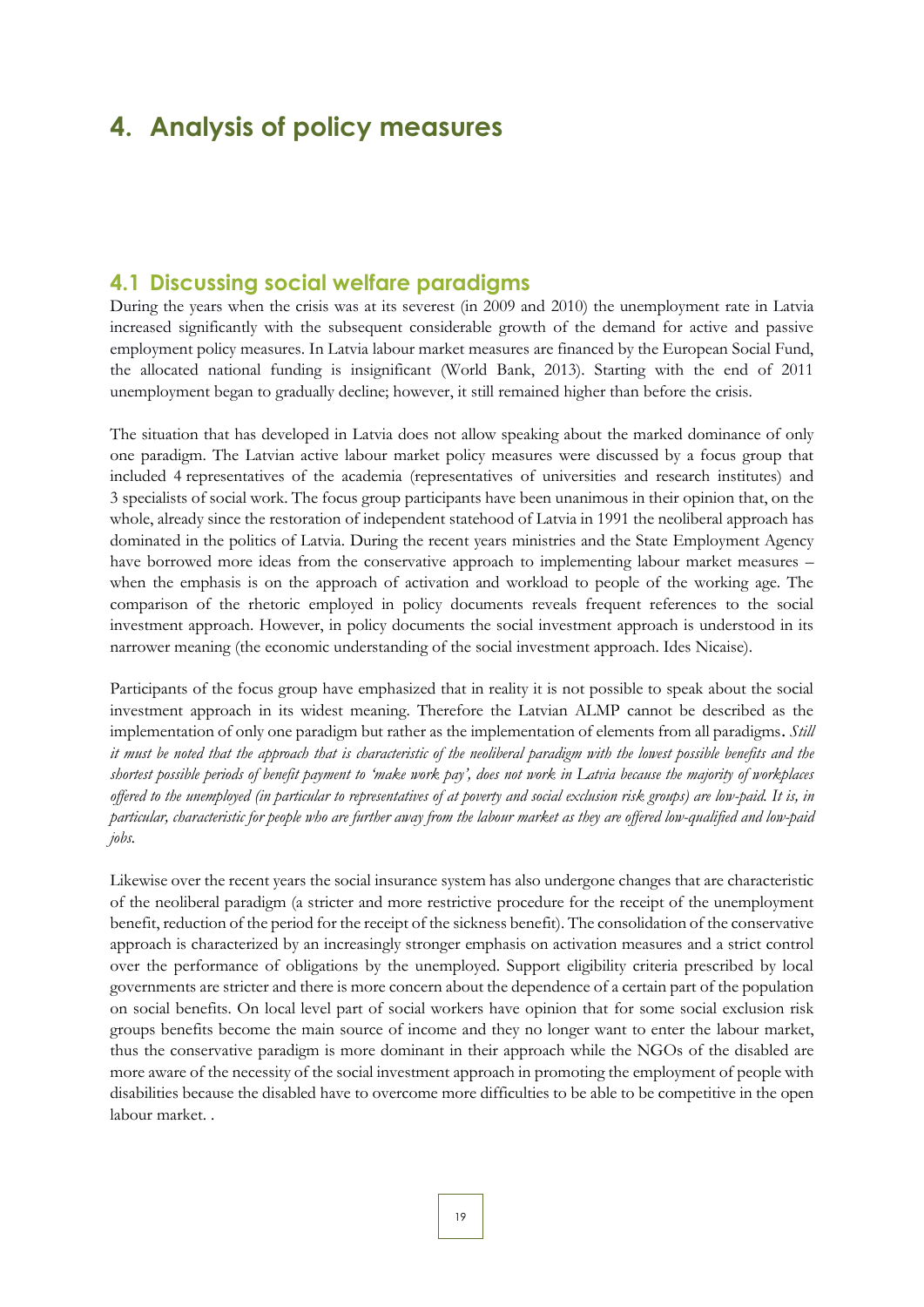# 4. Analysis of policy measures

## 4.1 Discussing social welfare paradigms

During the years when the crisis was at its severest (in 2009 and 2010) the unemployment rate in Latvia increased significantly with the subsequent considerable growth of the demand for active and passive employment policy measures. In Latvia labour market measures are financed by the European Social Fund, the allocated national funding is insignificant (World Bank, 2013). Starting with the end of 2011 unemployment began to gradually decline; however, it still remained higher than before the crisis.

The situation that has developed in Latvia does not allow speaking about the marked dominance of only one paradigm. The Latvian active labour market policy measures were discussed by a focus group that included 4 representatives of the academia (representatives of universities and research institutes) and 3 specialists of social work. The focus group participants have been unanimous in their opinion that, on the whole, already since the restoration of independent statehood of Latvia in 1991 the neoliberal approach has dominated in the politics of Latvia. During the recent years ministries and the State Employment Agency have borrowed more ideas from the conservative approach to implementing labour market measures – when the emphasis is on the approach of activation and workload to people of the working age. The comparison of the rhetoric employed in policy documents reveals frequent references to the social investment approach. However, in policy documents the social investment approach is understood in its narrower meaning (the economic understanding of the social investment approach. Ides Nicaise).

Participants of the focus group have emphasized that in reality it is not possible to speak about the social investment approach in its widest meaning. Therefore the Latvian ALMP cannot be described as the implementation of only one paradigm but rather as the implementation of elements from all paradigms. *Still it must be noted that the approach that is characteristic of the neoliberal paradigm with the lowest possible benefits and the shortest possible periods of benefit payment to 'make work pay', does not work in Latvia because the majority of workplaces offered to the unemployed (in particular to representatives of at poverty and social exclusion risk groups) are low-paid. It is, in particular, characteristic for people who are further away from the labour market as they are offered low-qualified and low-paid jobs.*

Likewise over the recent years the social insurance system has also undergone changes that are characteristic of the neoliberal paradigm (a stricter and more restrictive procedure for the receipt of the unemployment benefit, reduction of the period for the receipt of the sickness benefit). The consolidation of the conservative approach is characterized by an increasingly stronger emphasis on activation measures and a strict control over the performance of obligations by the unemployed. Support eligibility criteria prescribed by local governments are stricter and there is more concern about the dependence of a certain part of the population on social benefits. On local level part of social workers have opinion that for some social exclusion risk groups benefits become the main source of income and they no longer want to enter the labour market, thus the conservative paradigm is more dominant in their approach while the NGOs of the disabled are more aware of the necessity of the social investment approach in promoting the employment of people with disabilities because the disabled have to overcome more difficulties to be able to be competitive in the open labour market. .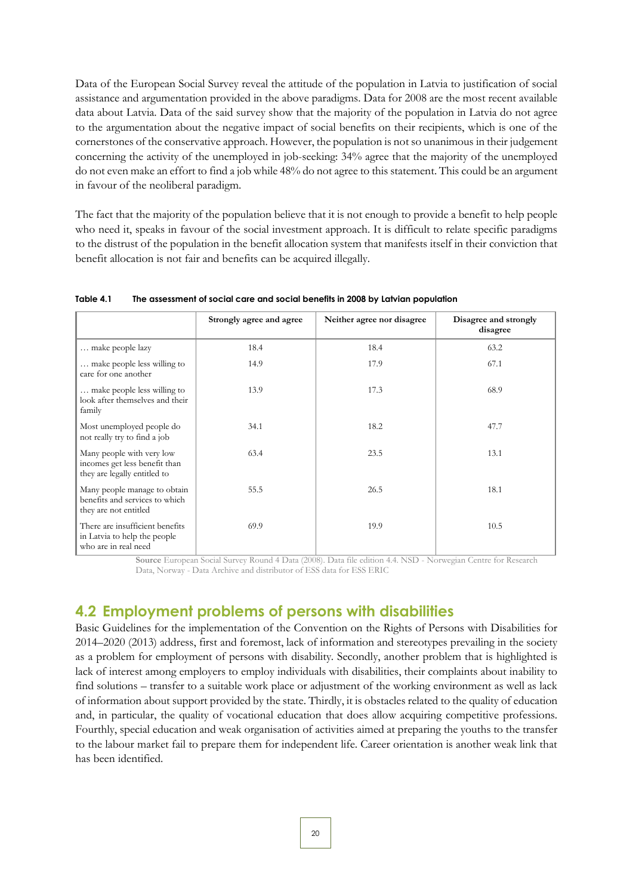Data of the European Social Survey reveal the attitude of the population in Latvia to justification of social assistance and argumentation provided in the above paradigms. Data for 2008 are the most recent available data about Latvia. Data of the said survey show that the majority of the population in Latvia do not agree to the argumentation about the negative impact of social benefits on their recipients, which is one of the cornerstones of the conservative approach. However, the population is not so unanimous in their judgement concerning the activity of the unemployed in job-seeking: 34% agree that the majority of the unemployed do not even make an effort to find a job while 48% do not agree to this statement. This could be an argument in favour of the neoliberal paradigm.

The fact that the majority of the population believe that it is not enough to provide a benefit to help people who need it, speaks in favour of the social investment approach. It is difficult to relate specific paradigms to the distrust of the population in the benefit allocation system that manifests itself in their conviction that benefit allocation is not fair and benefits can be acquired illegally.

**Table 4.1 The assessment of social care and social benefits in 2008 by Latvian population**

| | Strongly agree and agree | Neither agree nor disagree | Disagree and strongly disagree |
|---|---|---|---|
| … make people lazy | 18.4 | 18.4 | 63.2 |
| … make people less willing to care for one another | 14.9 | 17.9 | 67.1 |
| … make people less willing to look after themselves and their family | 13.9 | 17.3 | 68.9 |
| Most unemployed people do not really try to find a job | 34.1 | 18.2 | 47.7 |
| Many people with very low incomes get less benefit than they are legally entitled to | 63.4 | 23.5 | 13.1 |
| Many people manage to obtain benefits and services to which they are not entitled | 55.5 | 26.5 | 18.1 |
| There are insufficient benefits in Latvia to help the people who are in real need | 69.9 | 19.9 | 10.5 |

**Source** European Social Survey Round 4 Data (2008). Data file edition 4.4. NSD - Norwegian Centre for Research Data, Norway - Data Archive and distributor of ESS data for ESS ERIC

## 4.2 Employment problems of persons with disabilities

Basic Guidelines for the implementation of the Convention on the Rights of Persons with Disabilities for 2014–2020 (2013) address, first and foremost, lack of information and stereotypes prevailing in the society as a problem for employment of persons with disability. Secondly, another problem that is highlighted is lack of interest among employers to employ individuals with disabilities, their complaints about inability to find solutions – transfer to a suitable work place or adjustment of the working environment as well as lack of information about support provided by the state. Thirdly, it is obstacles related to the quality of education and, in particular, the quality of vocational education that does allow acquiring competitive professions. Fourthly, special education and weak organisation of activities aimed at preparing the youths to the transfer to the labour market fail to prepare them for independent life. Career orientation is another weak link that has been identified.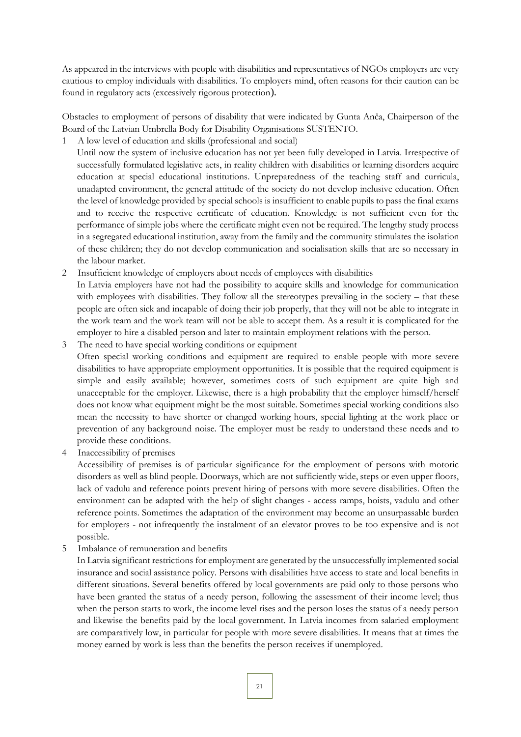As appeared in the interviews with people with disabilities and representatives of NGOs employers are very cautious to employ individuals with disabilities. To employers mind, often reasons for their caution can be found in regulatory acts (excessively rigorous protection**).**

Obstacles to employment of persons of disability that were indicated by Gunta Anča, Chairperson of the Board of the Latvian Umbrella Body for Disability Organisations SUSTENTO.

1. A low level of education and skills (professional and social)

   Until now the system of inclusive education has not yet been fully developed in Latvia. Irrespective of successfully formulated legislative acts, in reality children with disabilities or learning disorders acquire education at special educational institutions. Unpreparedness of the teaching staff and curricula, unadapted environment, the general attitude of the society do not develop inclusive education. Often the level of knowledge provided by special schools is insufficient to enable pupils to pass the final exams and to receive the respective certificate of education. Knowledge is not sufficient even for the performance of simple jobs where the certificate might even not be required. The lengthy study process in a segregated educational institution, away from the family and the community stimulates the isolation of these children; they do not develop communication and socialisation skills that are so necessary in the labour market.

2. Insufficient knowledge of employers about needs of employees with disabilities

   In Latvia employers have not had the possibility to acquire skills and knowledge for communication with employees with disabilities. They follow all the stereotypes prevailing in the society – that these people are often sick and incapable of doing their job properly, that they will not be able to integrate in the work team and the work team will not be able to accept them. As a result it is complicated for the employer to hire a disabled person and later to maintain employment relations with the person.

3. The need to have special working conditions or equipment

   Often special working conditions and equipment are required to enable people with more severe disabilities to have appropriate employment opportunities. It is possible that the required equipment is simple and easily available; however, sometimes costs of such equipment are quite high and unacceptable for the employer. Likewise, there is a high probability that the employer himself/herself does not know what equipment might be the most suitable. Sometimes special working conditions also mean the necessity to have shorter or changed working hours, special lighting at the work place or prevention of any background noise. The employer must be ready to understand these needs and to provide these conditions.

4. Inaccessibility of premises

   Accessibility of premises is of particular significance for the employment of persons with motoric disorders as well as blind people. Doorways, which are not sufficiently wide, steps or even upper floors, lack of vadulu and reference points prevent hiring of persons with more severe disabilities. Often the environment can be adapted with the help of slight changes - access ramps, hoists, vadulu and other reference points. Sometimes the adaptation of the environment may become an unsurpassable burden for employers - not infrequently the instalment of an elevator proves to be too expensive and is not possible.

5. Imbalance of remuneration and benefits

   In Latvia significant restrictions for employment are generated by the unsuccessfully implemented social insurance and social assistance policy. Persons with disabilities have access to state and local benefits in different situations. Several benefits offered by local governments are paid only to those persons who have been granted the status of a needy person, following the assessment of their income level; thus when the person starts to work, the income level rises and the person loses the status of a needy person and likewise the benefits paid by the local government. In Latvia incomes from salaried employment are comparatively low, in particular for people with more severe disabilities. It means that at times the money earned by work is less than the benefits the person receives if unemployed.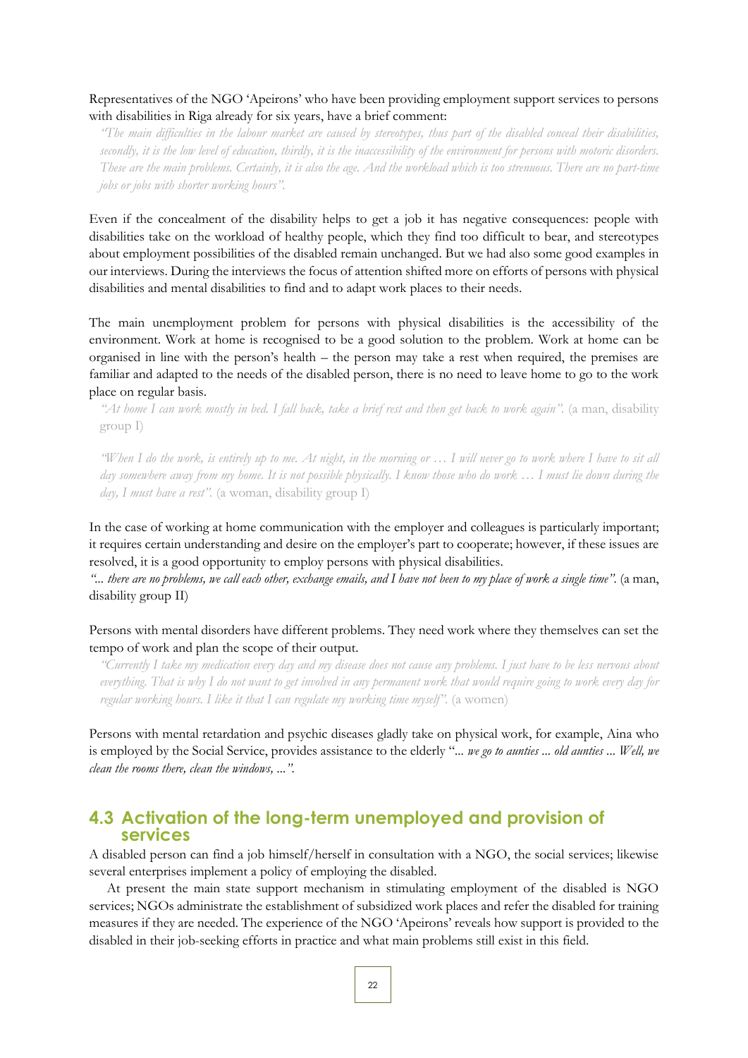Representatives of the NGO 'Apeirons' who have been providing employment support services to persons with disabilities in Riga already for six years, have a brief comment:

> *"The main difficulties in the labour market are caused by stereotypes, thus part of the disabled conceal their disabilities, secondly, it is the low level of education, thirdly, it is the inaccessibility of the environment for persons with motoric disorders. These are the main problems. Certainly, it is also the age. And the workload which is too strenuous. There are no part-time jobs or jobs with shorter working hours".*

Even if the concealment of the disability helps to get a job it has negative consequences: people with disabilities take on the workload of healthy people, which they find too difficult to bear, and stereotypes about employment possibilities of the disabled remain unchanged. But we had also some good examples in our interviews. During the interviews the focus of attention shifted more on efforts of persons with physical disabilities and mental disabilities to find and to adapt work places to their needs.

The main unemployment problem for persons with physical disabilities is the accessibility of the environment. Work at home is recognised to be a good solution to the problem. Work at home can be organised in line with the person's health – the person may take a rest when required, the premises are familiar and adapted to the needs of the disabled person, there is no need to leave home to go to the work place on regular basis.

> *"At home I can work mostly in bed. I fall back, take a brief rest and then get back to work again".* (a man, disability group I)

> *"When I do the work, is entirely up to me. At night, in the morning or … I will never go to work where I have to sit all day somewhere away from my home. It is not possible physically. I know those who do work … I must lie down during the day, I must have a rest".* (a woman, disability group I)

In the case of working at home communication with the employer and colleagues is particularly important; it requires certain understanding and desire on the employer's part to cooperate; however, if these issues are resolved, it is a good opportunity to employ persons with physical disabilities.

*"... there are no problems, we call each other, exchange emails, and I have not been to my place of work a single time".* (a man, disability group II)

Persons with mental disorders have different problems. They need work where they themselves can set the tempo of work and plan the scope of their output.

> *"Currently I take my medication every day and my disease does not cause any problems. I just have to be less nervous about everything. That is why I do not want to get involved in any permanent work that would require going to work every day for regular working hours. I like it that I can regulate my working time myself".* (a women)

Persons with mental retardation and psychic diseases gladly take on physical work, for example, Aina who is employed by the Social Service, provides assistance to the elderly "*... we go to aunties ... old aunties ... Well, we clean the rooms there, clean the windows, ...".*

## 4.3 Activation of the long-term unemployed and provision of services

A disabled person can find a job himself/herself in consultation with a NGO, the social services; likewise several enterprises implement a policy of employing the disabled.

At present the main state support mechanism in stimulating employment of the disabled is NGO services; NGOs administrate the establishment of subsidized work places and refer the disabled for training measures if they are needed. The experience of the NGO 'Apeirons' reveals how support is provided to the disabled in their job-seeking efforts in practice and what main problems still exist in this field.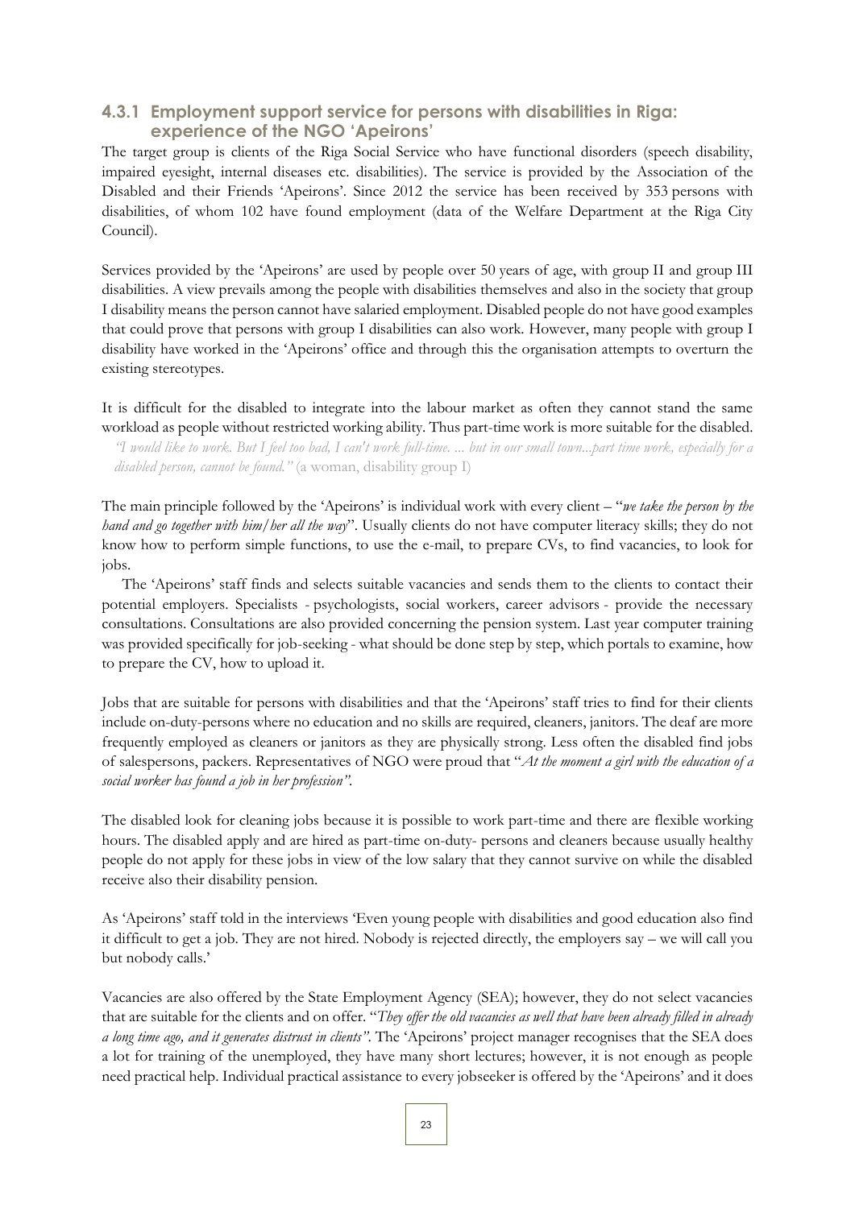### 4.3.1 Employment support service for persons with disabilities in Riga: experience of the NGO 'Apeirons'

The target group is clients of the Riga Social Service who have functional disorders (speech disability, impaired eyesight, internal diseases etc. disabilities). The service is provided by the Association of the Disabled and their Friends 'Apeirons'. Since 2012 the service has been received by 353 persons with disabilities, of whom 102 have found employment (data of the Welfare Department at the Riga City Council).

Services provided by the 'Apeirons' are used by people over 50 years of age, with group II and group III disabilities. A view prevails among the people with disabilities themselves and also in the society that group I disability means the person cannot have salaried employment. Disabled people do not have good examples that could prove that persons with group I disabilities can also work. However, many people with group I disability have worked in the 'Apeirons' office and through this the organisation attempts to overturn the existing stereotypes.

It is difficult for the disabled to integrate into the labour market as often they cannot stand the same workload as people without restricted working ability. Thus part-time work is more suitable for the disabled.

> *"I would like to work. But I feel too bad, I can't work full-time. ... but in our small town...part time work, especially for a disabled person, cannot be found."* (a woman, disability group I)

The main principle followed by the 'Apeirons' is individual work with every client – "*we take the person by the hand and go together with him/her all the way*". Usually clients do not have computer literacy skills; they do not know how to perform simple functions, to use the e-mail, to prepare CVs, to find vacancies, to look for jobs.

The 'Apeirons' staff finds and selects suitable vacancies and sends them to the clients to contact their potential employers. Specialists - psychologists, social workers, career advisors - provide the necessary consultations. Consultations are also provided concerning the pension system. Last year computer training was provided specifically for job-seeking - what should be done step by step, which portals to examine, how to prepare the CV, how to upload it.

Jobs that are suitable for persons with disabilities and that the 'Apeirons' staff tries to find for their clients include on-duty-persons where no education and no skills are required, cleaners, janitors. The deaf are more frequently employed as cleaners or janitors as they are physically strong. Less often the disabled find jobs of salespersons, packers. Representatives of NGO were proud that "*At the moment a girl with the education of a social worker has found a job in her profession"*.

The disabled look for cleaning jobs because it is possible to work part-time and there are flexible working hours. The disabled apply and are hired as part-time on-duty- persons and cleaners because usually healthy people do not apply for these jobs in view of the low salary that they cannot survive on while the disabled receive also their disability pension.

As 'Apeirons' staff told in the interviews 'Even young people with disabilities and good education also find it difficult to get a job. They are not hired. Nobody is rejected directly, the employers say – we will call you but nobody calls.'

Vacancies are also offered by the State Employment Agency (SEA); however, they do not select vacancies that are suitable for the clients and on offer. "*They offer the old vacancies as well that have been already filled in already a long time ago, and it generates distrust in clients"*. The 'Apeirons' project manager recognises that the SEA does a lot for training of the unemployed, they have many short lectures; however, it is not enough as people need practical help. Individual practical assistance to every jobseeker is offered by the 'Apeirons' and it does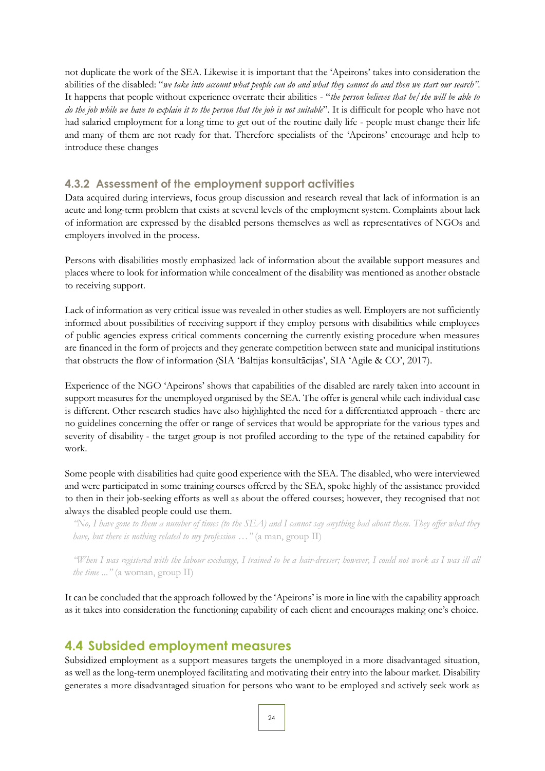not duplicate the work of the SEA. Likewise it is important that the 'Apeirons' takes into consideration the abilities of the disabled: "*we take into account what people can do and what they cannot do and then we start our search*". It happens that people without experience overrate their abilities - "*the person believes that he/she will be able to do the job while we have to explain it to the person that the job is not suitable*". It is difficult for people who have not had salaried employment for a long time to get out of the routine daily life - people must change their life and many of them are not ready for that. Therefore specialists of the 'Apeirons' encourage and help to introduce these changes

### 4.3.2 Assessment of the employment support activities

Data acquired during interviews, focus group discussion and research reveal that lack of information is an acute and long-term problem that exists at several levels of the employment system. Complaints about lack of information are expressed by the disabled persons themselves as well as representatives of NGOs and employers involved in the process.

Persons with disabilities mostly emphasized lack of information about the available support measures and places where to look for information while concealment of the disability was mentioned as another obstacle to receiving support.

Lack of information as very critical issue was revealed in other studies as well. Employers are not sufficiently informed about possibilities of receiving support if they employ persons with disabilities while employees of public agencies express critical comments concerning the currently existing procedure when measures are financed in the form of projects and they generate competition between state and municipal institutions that obstructs the flow of information (SIA 'Baltijas konsultācijas', SIA 'Agile & CO', 2017).

Experience of the NGO 'Apeirons' shows that capabilities of the disabled are rarely taken into account in support measures for the unemployed organised by the SEA. The offer is general while each individual case is different. Other research studies have also highlighted the need for a differentiated approach - there are no guidelines concerning the offer or range of services that would be appropriate for the various types and severity of disability - the target group is not profiled according to the type of the retained capability for work.

Some people with disabilities had quite good experience with the SEA. The disabled, who were interviewed and were participated in some training courses offered by the SEA, spoke highly of the assistance provided to then in their job-seeking efforts as well as about the offered courses; however, they recognised that not always the disabled people could use them.

> *"No, I have gone to them a number of times (to the SEA) and I cannot say anything bad about them. They offer what they have, but there is nothing related to my profession …"* (a man, group II)

> *"When I was registered with the labour exchange, I trained to be a hair-dresser; however, I could not work as I was ill all the time ..."* (a woman, group II)

It can be concluded that the approach followed by the 'Apeirons' is more in line with the capability approach as it takes into consideration the functioning capability of each client and encourages making one's choice.

## 4.4 Subsided employment measures

Subsidized employment as a support measures targets the unemployed in a more disadvantaged situation, as well as the long-term unemployed facilitating and motivating their entry into the labour market. Disability generates a more disadvantaged situation for persons who want to be employed and actively seek work as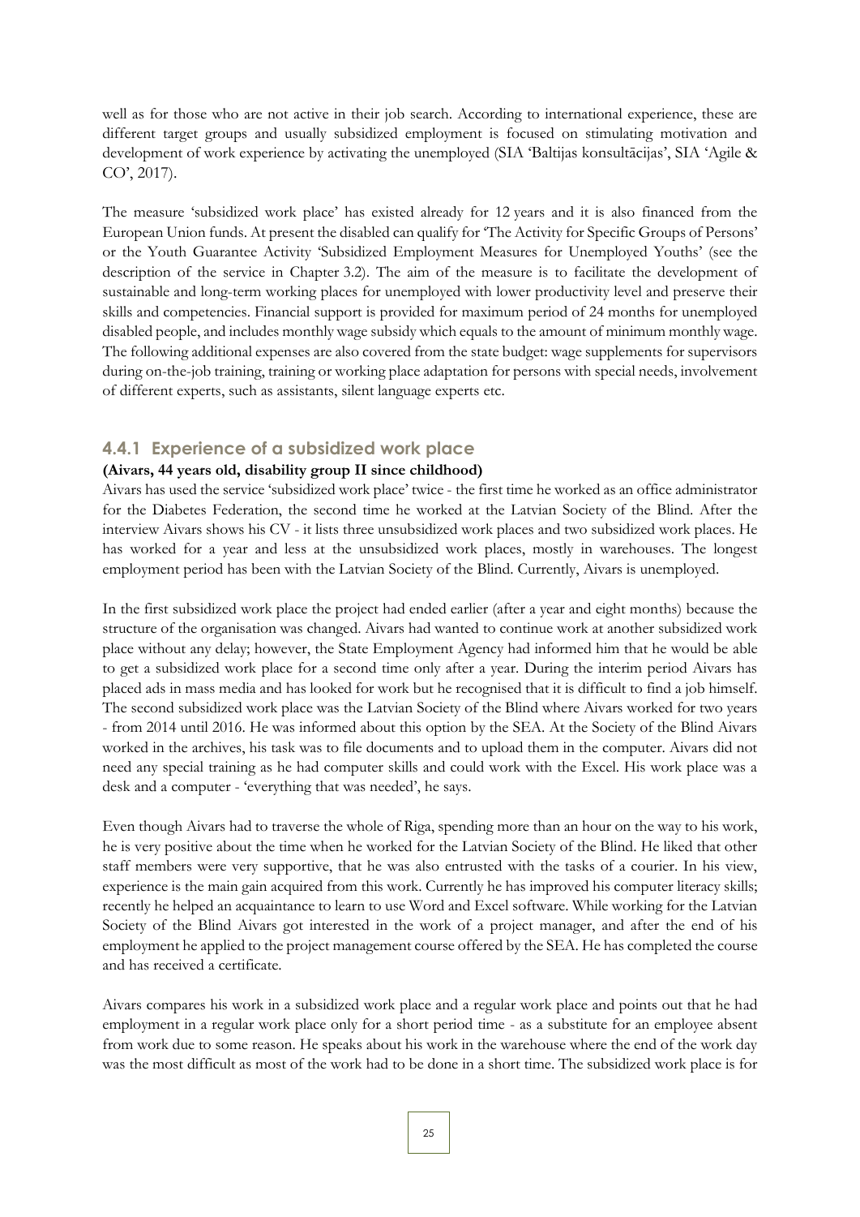well as for those who are not active in their job search. According to international experience, these are different target groups and usually subsidized employment is focused on stimulating motivation and development of work experience by activating the unemployed (SIA 'Baltijas konsultācijas', SIA 'Agile & CO', 2017).

The measure 'subsidized work place' has existed already for 12 years and it is also financed from the European Union funds. At present the disabled can qualify for 'The Activity for Specific Groups of Persons' or the Youth Guarantee Activity 'Subsidized Employment Measures for Unemployed Youths' (see the description of the service in Chapter 3.2). The aim of the measure is to facilitate the development of sustainable and long-term working places for unemployed with lower productivity level and preserve their skills and competencies. Financial support is provided for maximum period of 24 months for unemployed disabled people, and includes monthly wage subsidy which equals to the amount of minimum monthly wage. The following additional expenses are also covered from the state budget: wage supplements for supervisors during on-the-job training, training or working place adaptation for persons with special needs, involvement of different experts, such as assistants, silent language experts etc.

### 4.4.1 Experience of a subsidized work place

**(Aivars, 44 years old, disability group II since childhood)**

Aivars has used the service 'subsidized work place' twice - the first time he worked as an office administrator for the Diabetes Federation, the second time he worked at the Latvian Society of the Blind. After the interview Aivars shows his CV - it lists three unsubsidized work places and two subsidized work places. He has worked for a year and less at the unsubsidized work places, mostly in warehouses. The longest employment period has been with the Latvian Society of the Blind. Currently, Aivars is unemployed.

In the first subsidized work place the project had ended earlier (after a year and eight months) because the structure of the organisation was changed. Aivars had wanted to continue work at another subsidized work place without any delay; however, the State Employment Agency had informed him that he would be able to get a subsidized work place for a second time only after a year. During the interim period Aivars has placed ads in mass media and has looked for work but he recognised that it is difficult to find a job himself. The second subsidized work place was the Latvian Society of the Blind where Aivars worked for two years - from 2014 until 2016. He was informed about this option by the SEA. At the Society of the Blind Aivars worked in the archives, his task was to file documents and to upload them in the computer. Aivars did not need any special training as he had computer skills and could work with the Excel. His work place was a desk and a computer - 'everything that was needed', he says.

Even though Aivars had to traverse the whole of Riga, spending more than an hour on the way to his work, he is very positive about the time when he worked for the Latvian Society of the Blind. He liked that other staff members were very supportive, that he was also entrusted with the tasks of a courier. In his view, experience is the main gain acquired from this work. Currently he has improved his computer literacy skills; recently he helped an acquaintance to learn to use Word and Excel software. While working for the Latvian Society of the Blind Aivars got interested in the work of a project manager, and after the end of his employment he applied to the project management course offered by the SEA. He has completed the course and has received a certificate.

Aivars compares his work in a subsidized work place and a regular work place and points out that he had employment in a regular work place only for a short period time - as a substitute for an employee absent from work due to some reason. He speaks about his work in the warehouse where the end of the work day was the most difficult as most of the work had to be done in a short time. The subsidized work place is for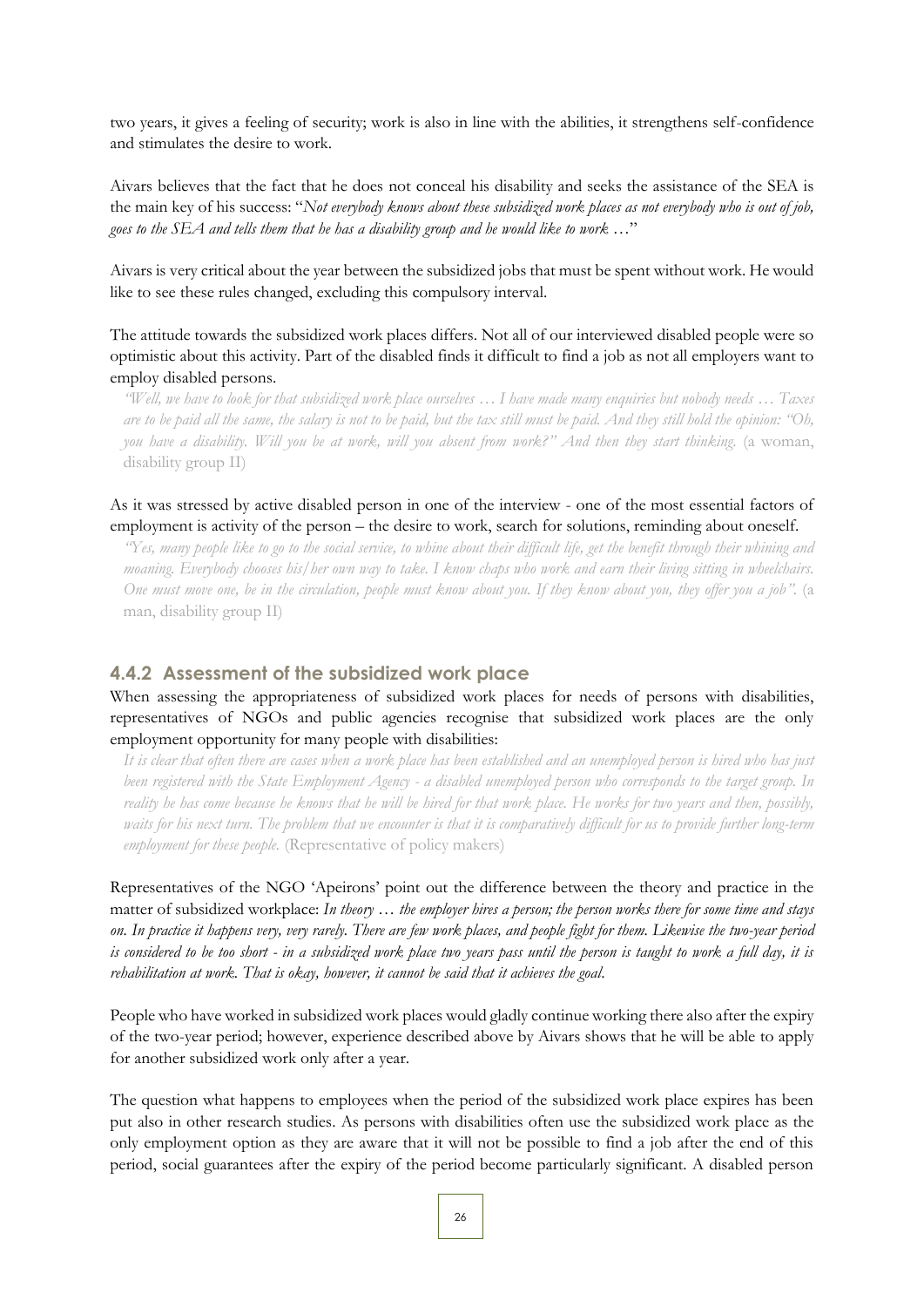two years, it gives a feeling of security; work is also in line with the abilities, it strengthens self-confidence and stimulates the desire to work.

Aivars believes that the fact that he does not conceal his disability and seeks the assistance of the SEA is the main key of his success: "*Not everybody knows about these subsidized work places as not everybody who is out of job, goes to the SEA and tells them that he has a disability group and he would like to work …*"

Aivars is very critical about the year between the subsidized jobs that must be spent without work. He would like to see these rules changed, excluding this compulsory interval.

The attitude towards the subsidized work places differs. Not all of our interviewed disabled people were so optimistic about this activity. Part of the disabled finds it difficult to find a job as not all employers want to employ disabled persons.

> *"Well, we have to look for that subsidized work place ourselves … I have made many enquiries but nobody needs … Taxes are to be paid all the same, the salary is not to be paid, but the tax still must be paid. And they still hold the opinion: "Oh, you have a disability. Will you be at work, will you absent from work?" And then they start thinking.* (a woman, disability group II)

As it was stressed by active disabled person in one of the interview - one of the most essential factors of employment is activity of the person – the desire to work, search for solutions, reminding about oneself.

> *"Yes, many people like to go to the social service, to whine about their difficult life, get the benefit through their whining and moaning. Everybody chooses his/her own way to take. I know chaps who work and earn their living sitting in wheelchairs. One must move one, be in the circulation, people must know about you. If they know about you, they offer you a job".* (a man, disability group II)

### 4.4.2 Assessment of the subsidized work place

When assessing the appropriateness of subsidized work places for needs of persons with disabilities, representatives of NGOs and public agencies recognise that subsidized work places are the only employment opportunity for many people with disabilities:

> *It is clear that often there are cases when a work place has been established and an unemployed person is hired who has just been registered with the State Employment Agency - a disabled unemployed person who corresponds to the target group. In reality he has come because he knows that he will be hired for that work place. He works for two years and then, possibly, waits for his next turn. The problem that we encounter is that it is comparatively difficult for us to provide further long-term employment for these people.* (Representative of policy makers)

Representatives of the NGO 'Apeirons' point out the difference between the theory and practice in the matter of subsidized workplace: *In theory … the employer hires a person; the person works there for some time and stays on. In practice it happens very, very rarely. There are few work places, and people fight for them. Likewise the two-year period is considered to be too short - in a subsidized work place two years pass until the person is taught to work a full day, it is rehabilitation at work. That is okay, however, it cannot be said that it achieves the goal.*

People who have worked in subsidized work places would gladly continue working there also after the expiry of the two-year period; however, experience described above by Aivars shows that he will be able to apply for another subsidized work only after a year.

The question what happens to employees when the period of the subsidized work place expires has been put also in other research studies. As persons with disabilities often use the subsidized work place as the only employment option as they are aware that it will not be possible to find a job after the end of this period, social guarantees after the expiry of the period become particularly significant. A disabled person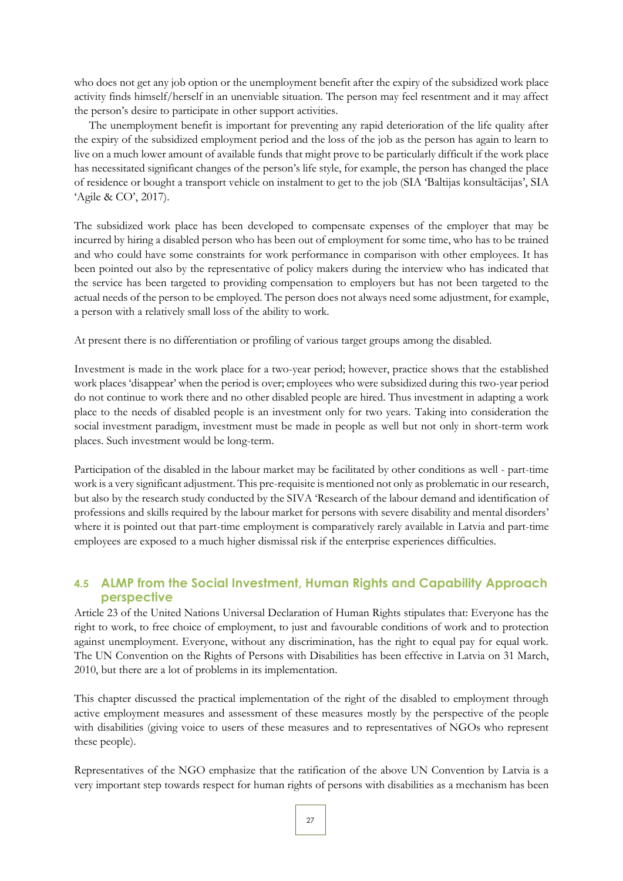who does not get any job option or the unemployment benefit after the expiry of the subsidized work place activity finds himself/herself in an unenviable situation. The person may feel resentment and it may affect the person's desire to participate in other support activities.

The unemployment benefit is important for preventing any rapid deterioration of the life quality after the expiry of the subsidized employment period and the loss of the job as the person has again to learn to live on a much lower amount of available funds that might prove to be particularly difficult if the work place has necessitated significant changes of the person's life style, for example, the person has changed the place of residence or bought a transport vehicle on instalment to get to the job (SIA 'Baltijas konsultācijas', SIA 'Agile & CO', 2017).

The subsidized work place has been developed to compensate expenses of the employer that may be incurred by hiring a disabled person who has been out of employment for some time, who has to be trained and who could have some constraints for work performance in comparison with other employees. It has been pointed out also by the representative of policy makers during the interview who has indicated that the service has been targeted to providing compensation to employers but has not been targeted to the actual needs of the person to be employed. The person does not always need some adjustment, for example, a person with a relatively small loss of the ability to work.

At present there is no differentiation or profiling of various target groups among the disabled.

Investment is made in the work place for a two-year period; however, practice shows that the established work places 'disappear' when the period is over; employees who were subsidized during this two-year period do not continue to work there and no other disabled people are hired. Thus investment in adapting a work place to the needs of disabled people is an investment only for two years. Taking into consideration the social investment paradigm, investment must be made in people as well but not only in short-term work places. Such investment would be long-term.

Participation of the disabled in the labour market may be facilitated by other conditions as well - part-time work is a very significant adjustment. This pre-requisite is mentioned not only as problematic in our research, but also by the research study conducted by the SIVA 'Research of the labour demand and identification of professions and skills required by the labour market for persons with severe disability and mental disorders' where it is pointed out that part-time employment is comparatively rarely available in Latvia and part-time employees are exposed to a much higher dismissal risk if the enterprise experiences difficulties.

## 4.5 ALMP from the Social Investment, Human Rights and Capability Approach perspective

Article 23 of the United Nations Universal Declaration of Human Rights stipulates that: Everyone has the right to work, to free choice of employment, to just and favourable conditions of work and to protection against unemployment. Everyone, without any discrimination, has the right to equal pay for equal work. The UN Convention on the Rights of Persons with Disabilities has been effective in Latvia on 31 March, 2010, but there are a lot of problems in its implementation.

This chapter discussed the practical implementation of the right of the disabled to employment through active employment measures and assessment of these measures mostly by the perspective of the people with disabilities (giving voice to users of these measures and to representatives of NGOs who represent these people).

Representatives of the NGO emphasize that the ratification of the above UN Convention by Latvia is a very important step towards respect for human rights of persons with disabilities as a mechanism has been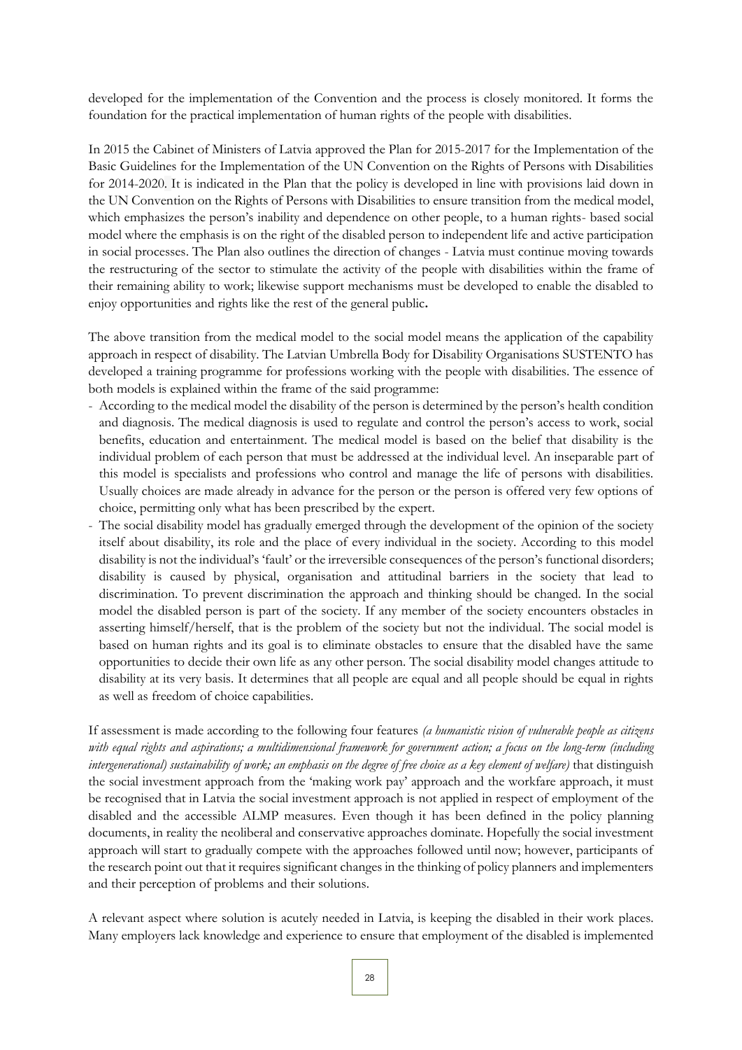developed for the implementation of the Convention and the process is closely monitored. It forms the foundation for the practical implementation of human rights of the people with disabilities.

In 2015 the Cabinet of Ministers of Latvia approved the Plan for 2015-2017 for the Implementation of the Basic Guidelines for the Implementation of the UN Convention on the Rights of Persons with Disabilities for 2014-2020. It is indicated in the Plan that the policy is developed in line with provisions laid down in the UN Convention on the Rights of Persons with Disabilities to ensure transition from the medical model, which emphasizes the person's inability and dependence on other people, to a human rights- based social model where the emphasis is on the right of the disabled person to independent life and active participation in social processes. The Plan also outlines the direction of changes - Latvia must continue moving towards the restructuring of the sector to stimulate the activity of the people with disabilities within the frame of their remaining ability to work; likewise support mechanisms must be developed to enable the disabled to enjoy opportunities and rights like the rest of the general public**.**

The above transition from the medical model to the social model means the application of the capability approach in respect of disability. The Latvian Umbrella Body for Disability Organisations SUSTENTO has developed a training programme for professions working with the people with disabilities. The essence of both models is explained within the frame of the said programme:

- According to the medical model the disability of the person is determined by the person's health condition and diagnosis. The medical diagnosis is used to regulate and control the person's access to work, social benefits, education and entertainment. The medical model is based on the belief that disability is the individual problem of each person that must be addressed at the individual level. An inseparable part of this model is specialists and professions who control and manage the life of persons with disabilities. Usually choices are made already in advance for the person or the person is offered very few options of choice, permitting only what has been prescribed by the expert.
- The social disability model has gradually emerged through the development of the opinion of the society itself about disability, its role and the place of every individual in the society. According to this model disability is not the individual's 'fault' or the irreversible consequences of the person's functional disorders; disability is caused by physical, organisation and attitudinal barriers in the society that lead to discrimination. To prevent discrimination the approach and thinking should be changed. In the social model the disabled person is part of the society. If any member of the society encounters obstacles in asserting himself/herself, that is the problem of the society but not the individual. The social model is based on human rights and its goal is to eliminate obstacles to ensure that the disabled have the same opportunities to decide their own life as any other person. The social disability model changes attitude to disability at its very basis. It determines that all people are equal and all people should be equal in rights as well as freedom of choice capabilities.

If assessment is made according to the following four features *(a humanistic vision of vulnerable people as citizens with equal rights and aspirations; a multidimensional framework for government action; a focus on the long-term (including intergenerational) sustainability of work; an emphasis on the degree of free choice as a key element of welfare)* that distinguish the social investment approach from the 'making work pay' approach and the workfare approach, it must be recognised that in Latvia the social investment approach is not applied in respect of employment of the disabled and the accessible ALMP measures. Even though it has been defined in the policy planning documents, in reality the neoliberal and conservative approaches dominate. Hopefully the social investment approach will start to gradually compete with the approaches followed until now; however, participants of the research point out that it requires significant changes in the thinking of policy planners and implementers and their perception of problems and their solutions.

A relevant aspect where solution is acutely needed in Latvia, is keeping the disabled in their work places. Many employers lack knowledge and experience to ensure that employment of the disabled is implemented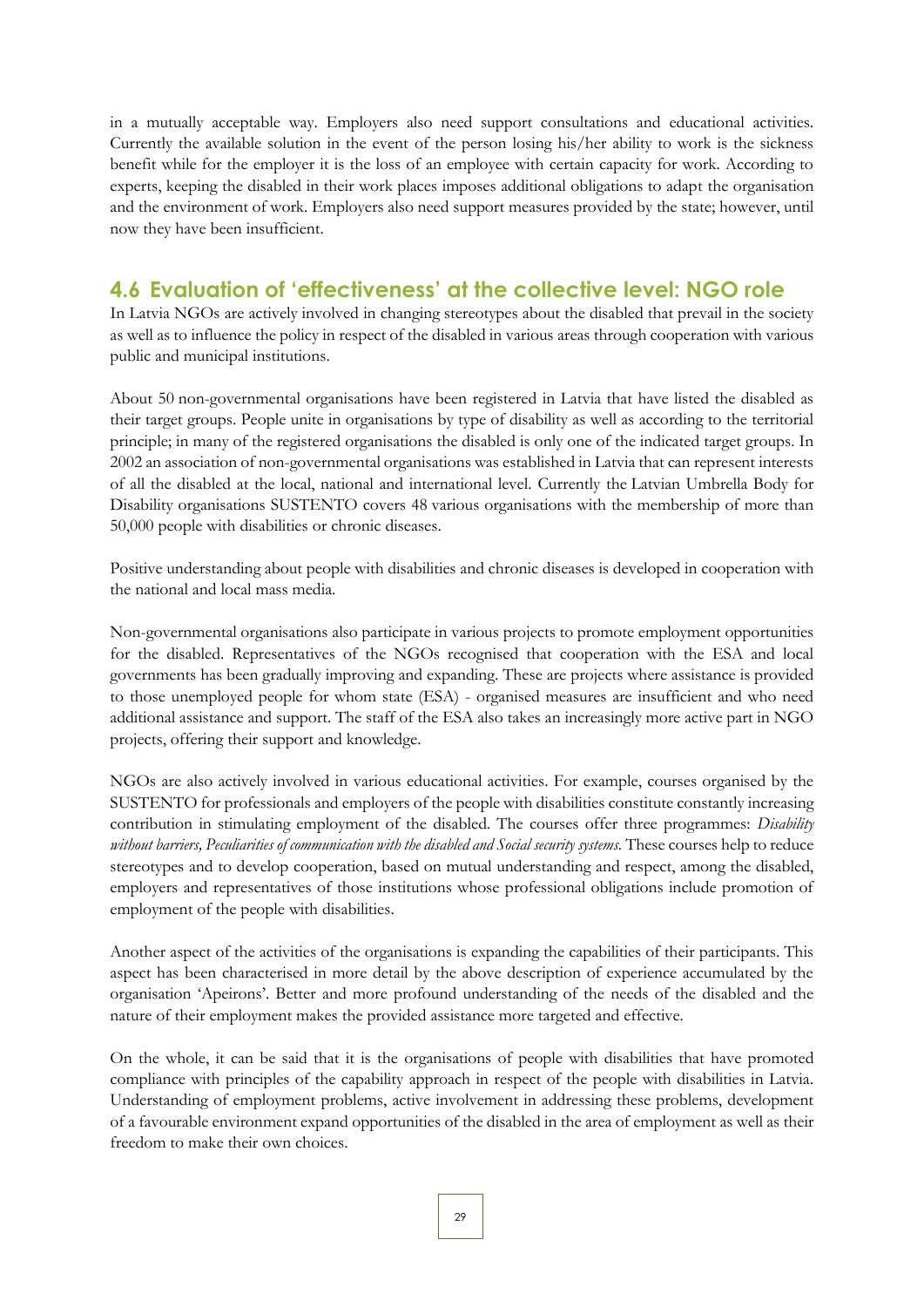in a mutually acceptable way. Employers also need support consultations and educational activities. Currently the available solution in the event of the person losing his/her ability to work is the sickness benefit while for the employer it is the loss of an employee with certain capacity for work. According to experts, keeping the disabled in their work places imposes additional obligations to adapt the organisation and the environment of work. Employers also need support measures provided by the state; however, until now they have been insufficient.

## 4.6 Evaluation of 'effectiveness' at the collective level: NGO role

In Latvia NGOs are actively involved in changing stereotypes about the disabled that prevail in the society as well as to influence the policy in respect of the disabled in various areas through cooperation with various public and municipal institutions.

About 50 non-governmental organisations have been registered in Latvia that have listed the disabled as their target groups. People unite in organisations by type of disability as well as according to the territorial principle; in many of the registered organisations the disabled is only one of the indicated target groups. In 2002 an association of non-governmental organisations was established in Latvia that can represent interests of all the disabled at the local, national and international level. Currently the Latvian Umbrella Body for Disability organisations SUSTENTO covers 48 various organisations with the membership of more than 50,000 people with disabilities or chronic diseases.

Positive understanding about people with disabilities and chronic diseases is developed in cooperation with the national and local mass media.

Non-governmental organisations also participate in various projects to promote employment opportunities for the disabled. Representatives of the NGOs recognised that cooperation with the ESA and local governments has been gradually improving and expanding. These are projects where assistance is provided to those unemployed people for whom state (ESA) - organised measures are insufficient and who need additional assistance and support. The staff of the ESA also takes an increasingly more active part in NGO projects, offering their support and knowledge.

NGOs are also actively involved in various educational activities. For example, courses organised by the SUSTENTO for professionals and employers of the people with disabilities constitute constantly increasing contribution in stimulating employment of the disabled. The courses offer three programmes: *Disability without barriers, Peculiarities of communication with the disabled and Social security systems*. These courses help to reduce stereotypes and to develop cooperation, based on mutual understanding and respect, among the disabled, employers and representatives of those institutions whose professional obligations include promotion of employment of the people with disabilities.

Another aspect of the activities of the organisations is expanding the capabilities of their participants. This aspect has been characterised in more detail by the above description of experience accumulated by the organisation 'Apeirons'. Better and more profound understanding of the needs of the disabled and the nature of their employment makes the provided assistance more targeted and effective.

On the whole, it can be said that it is the organisations of people with disabilities that have promoted compliance with principles of the capability approach in respect of the people with disabilities in Latvia. Understanding of employment problems, active involvement in addressing these problems, development of a favourable environment expand opportunities of the disabled in the area of employment as well as their freedom to make their own choices.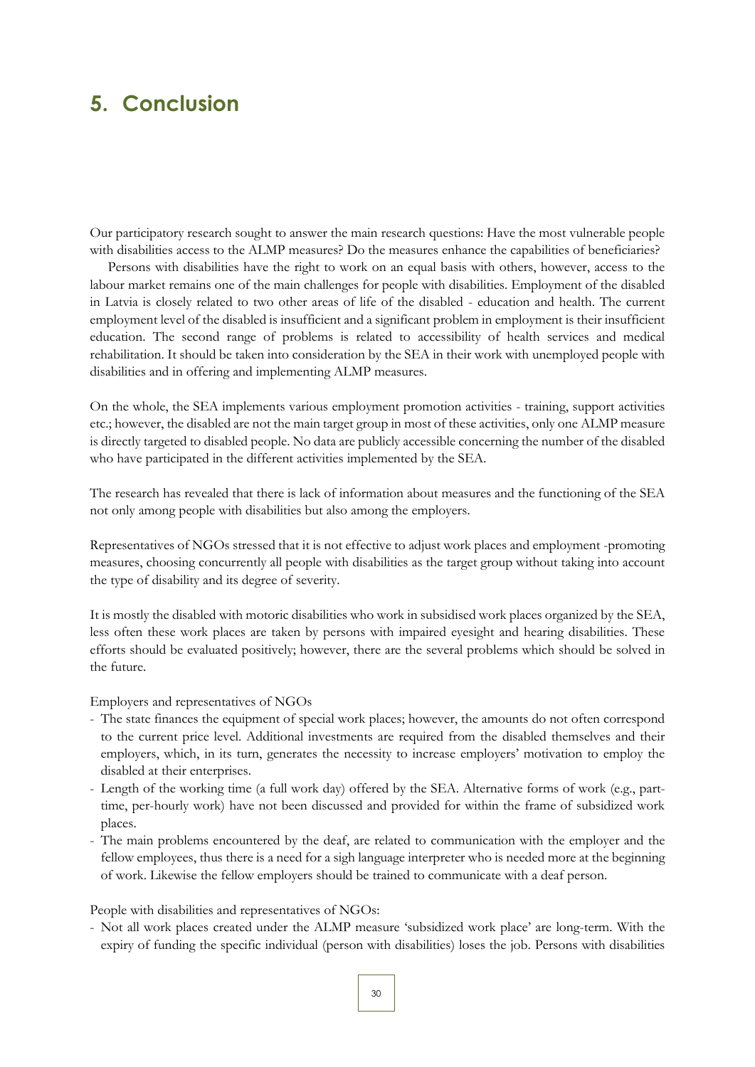# 5. Conclusion

Our participatory research sought to answer the main research questions: Have the most vulnerable people with disabilities access to the ALMP measures? Do the measures enhance the capabilities of beneficiaries?

Persons with disabilities have the right to work on an equal basis with others, however, access to the labour market remains one of the main challenges for people with disabilities. Employment of the disabled in Latvia is closely related to two other areas of life of the disabled - education and health. The current employment level of the disabled is insufficient and a significant problem in employment is their insufficient education. The second range of problems is related to accessibility of health services and medical rehabilitation. It should be taken into consideration by the SEA in their work with unemployed people with disabilities and in offering and implementing ALMP measures.

On the whole, the SEA implements various employment promotion activities - training, support activities etc.; however, the disabled are not the main target group in most of these activities, only one ALMP measure is directly targeted to disabled people. No data are publicly accessible concerning the number of the disabled who have participated in the different activities implemented by the SEA.

The research has revealed that there is lack of information about measures and the functioning of the SEA not only among people with disabilities but also among the employers.

Representatives of NGOs stressed that it is not effective to adjust work places and employment -promoting measures, choosing concurrently all people with disabilities as the target group without taking into account the type of disability and its degree of severity.

It is mostly the disabled with motoric disabilities who work in subsidised work places organized by the SEA, less often these work places are taken by persons with impaired eyesight and hearing disabilities. These efforts should be evaluated positively; however, there are the several problems which should be solved in the future.

Employers and representatives of NGOs

- The state finances the equipment of special work places; however, the amounts do not often correspond to the current price level. Additional investments are required from the disabled themselves and their employers, which, in its turn, generates the necessity to increase employers' motivation to employ the disabled at their enterprises.
- Length of the working time (a full work day) offered by the SEA. Alternative forms of work (e.g., part-time, per-hourly work) have not been discussed and provided for within the frame of subsidized work places.
- The main problems encountered by the deaf, are related to communication with the employer and the fellow employees, thus there is a need for a sigh language interpreter who is needed more at the beginning of work. Likewise the fellow employers should be trained to communicate with a deaf person.

People with disabilities and representatives of NGOs:

- Not all work places created under the ALMP measure 'subsidized work place' are long-term. With the expiry of funding the specific individual (person with disabilities) loses the job. Persons with disabilities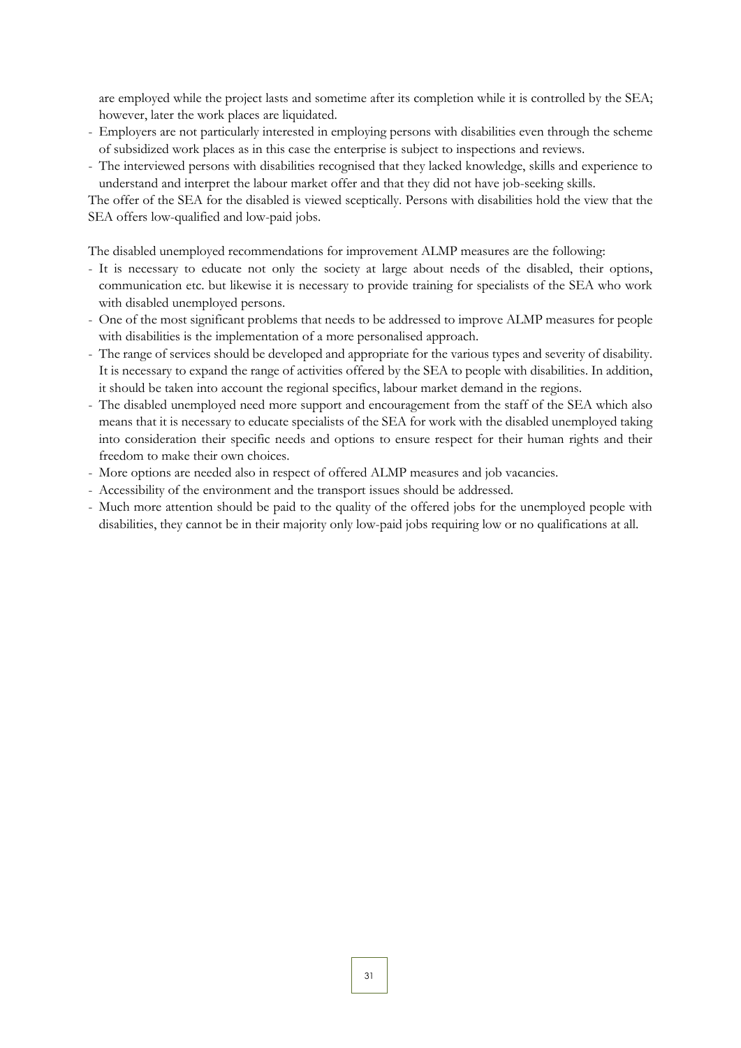are employed while the project lasts and sometime after its completion while it is controlled by the SEA; however, later the work places are liquidated.

- Employers are not particularly interested in employing persons with disabilities even through the scheme of subsidized work places as in this case the enterprise is subject to inspections and reviews.
- The interviewed persons with disabilities recognised that they lacked knowledge, skills and experience to understand and interpret the labour market offer and that they did not have job-seeking skills.

The offer of the SEA for the disabled is viewed sceptically. Persons with disabilities hold the view that the SEA offers low-qualified and low-paid jobs.

The disabled unemployed recommendations for improvement ALMP measures are the following:

- It is necessary to educate not only the society at large about needs of the disabled, their options, communication etc. but likewise it is necessary to provide training for specialists of the SEA who work with disabled unemployed persons.
- One of the most significant problems that needs to be addressed to improve ALMP measures for people with disabilities is the implementation of a more personalised approach.
- The range of services should be developed and appropriate for the various types and severity of disability. It is necessary to expand the range of activities offered by the SEA to people with disabilities. In addition, it should be taken into account the regional specifics, labour market demand in the regions.
- The disabled unemployed need more support and encouragement from the staff of the SEA which also means that it is necessary to educate specialists of the SEA for work with the disabled unemployed taking into consideration their specific needs and options to ensure respect for their human rights and their freedom to make their own choices.
- More options are needed also in respect of offered ALMP measures and job vacancies.
- Accessibility of the environment and the transport issues should be addressed.
- Much more attention should be paid to the quality of the offered jobs for the unemployed people with disabilities, they cannot be in their majority only low-paid jobs requiring low or no qualifications at all.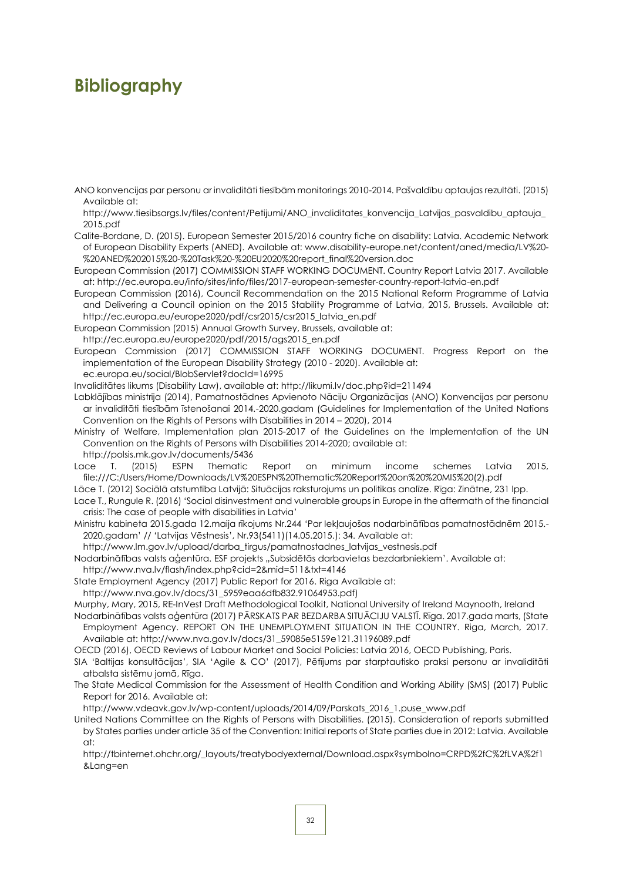# Bibliography

ANO konvencijas par personu ar invaliditāti tiesībām monitorings 2010-2014. Pašvaldību aptaujas rezultāti. (2015) Available at: http://www.tiesibsargs.lv/files/content/Petijumi/ANO_invaliditates_konvencija_Latvijas_pasvaldibu_aptauja_2015.pdf

Calite-Bordane, D. (2015). European Semester 2015/2016 country fiche on disability: Latvia. Academic Network of European Disability Experts (ANED). Available at: www.disability-europe.net/content/aned/media/LV%20-%20ANED%202015%20-%20Task%20-%20EU2020%20report_final%20version.doc

European Commission (2017) COMMISSION STAFF WORKING DOCUMENT. Country Report Latvia 2017. Available at: http://ec.europa.eu/info/sites/info/files/2017-european-semester-country-report-latvia-en.pdf

European Commission (2016), Council Recommendation on the 2015 National Reform Programme of Latvia and Delivering a Council opinion on the 2015 Stability Programme of Latvia, 2015, Brussels. Available at: http://ec.europa.eu/europe2020/pdf/csr2015/csr2015_latvia_en.pdf

European Commission (2015) Annual Growth Survey, Brussels, available at: http://ec.europa.eu/europe2020/pdf/2015/ags2015_en.pdf

European Commission (2017) COMMISSION STAFF WORKING DOCUMENT. Progress Report on the implementation of the European Disability Strategy (2010 - 2020). Available at: ec.europa.eu/social/BlobServlet?docId=16995

Invaliditātes likums (Disability Law), available at: http://likumi.lv/doc.php?id=211494

Labklājības ministrija (2014), Pamatnostādnes Apvienoto Nāciju Organizācijas (ANO) Konvencijas par personu ar invaliditāti tiesībām īstenošanai 2014.-2020.gadam (Guidelines for Implementation of the United Nations Convention on the Rights of Persons with Disabilities in 2014 – 2020), 2014

Ministry of Welfare, Implementation plan 2015-2017 of the Guidelines on the Implementation of the UN Convention on the Rights of Persons with Disabilities 2014-2020; available at: http://polsis.mk.gov.lv/documents/5436

Lace T. (2015) ESPN Thematic Report on minimum income schemes Latvia 2015, file:///C:/Users/Home/Downloads/LV%20ESPN%20Thematic%20Report%20on%20%20MIS%20(2).pdf

Lāce T. (2012) Sociālā atstumtība Latvijā: Situācijas raksturojums un politikas analīze. Rīga: Zinātne, 231 lpp.

Lace T., Rungule R. (2016) 'Social disinvestment and vulnerable groups in Europe in the aftermath of the financial crisis: The case of people with disabilities in Latvia'

Ministru kabineta 2015.gada 12.maija rīkojums Nr.244 'Par Iekļaujošas nodarbinātības pamatnostādnēm 2015.-2020.gadam' // 'Latvijas Vēstnesis', Nr.93(5411)(14.05.2015.): 34. Available at: http://www.lm.gov.lv/upload/darba_tirgus/pamatnostadnes_latvijas_vestnesis.pdf

Nodarbinātības valsts aģentūra. ESF projekts „Subsidētās darbavietas bezdarbniekiem'. Available at: http://www.nva.lv/flash/index.php?cid=2&mid=511&txt=4146

State Employment Agency (2017) Public Report for 2016. Riga Available at: http://www.nva.gov.lv/docs/31_5959eaa6dfb832.91064953.pdf)

Murphy, Mary, 2015, RE-InVest Draft Methodological Toolkit, National University of Ireland Maynooth, Ireland

Nodarbinātības valsts aģentūra (2017) PĀRSKATS PAR BEZDARBA SITUĀCIJU VALSTĪ. Rīga. 2017.gada marts, (State Employment Agency. REPORT ON THE UNEMPLOYMENT SITUATION IN THE COUNTRY. Riga, March, 2017. Available at: http://www.nva.gov.lv/docs/31_59085e5159e121.31196089.pdf

OECD (2016), OECD Reviews of Labour Market and Social Policies: Latvia 2016, OECD Publishing, Paris.

SIA 'Baltijas konsultācijas', SIA 'Agile & CO' (2017), Pētījums par starptautisko praksi personu ar invaliditāti atbalsta sistēmu jomā, Rīga.

The State Medical Commission for the Assessment of Health Condition and Working Ability (SMS) (2017) Public Report for 2016. Available at: http://www.vdeavk.gov.lv/wp-content/uploads/2014/09/Parskats_2016_1.puse_www.pdf

United Nations Committee on the Rights of Persons with Disabilities. (2015). Consideration of reports submitted by States parties under article 35 of the Convention: Initial reports of State parties due in 2012: Latvia. Available at: http://tbinternet.ohchr.org/_layouts/treatybodyexternal/Download.aspx?symbolno=CRPD%2fC%2fLVA%2f1&Lang=en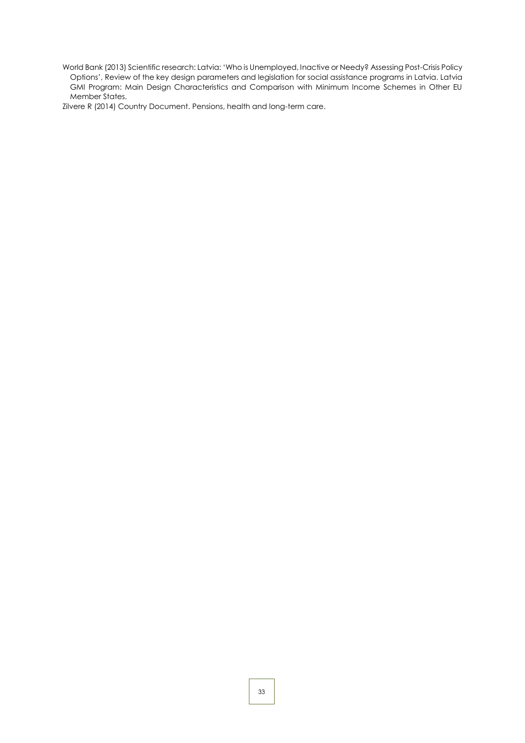World Bank (2013) Scientific research: Latvia: 'Who is Unemployed, Inactive or Needy? Assessing Post-Crisis Policy Options', Review of the key design parameters and legislation for social assistance programs in Latvia. Latvia GMI Program: Main Design Characteristics and Comparison with Minimum Income Schemes in Other EU Member States.

Zilvere R (2014) Country Document. Pensions, health and long-term care.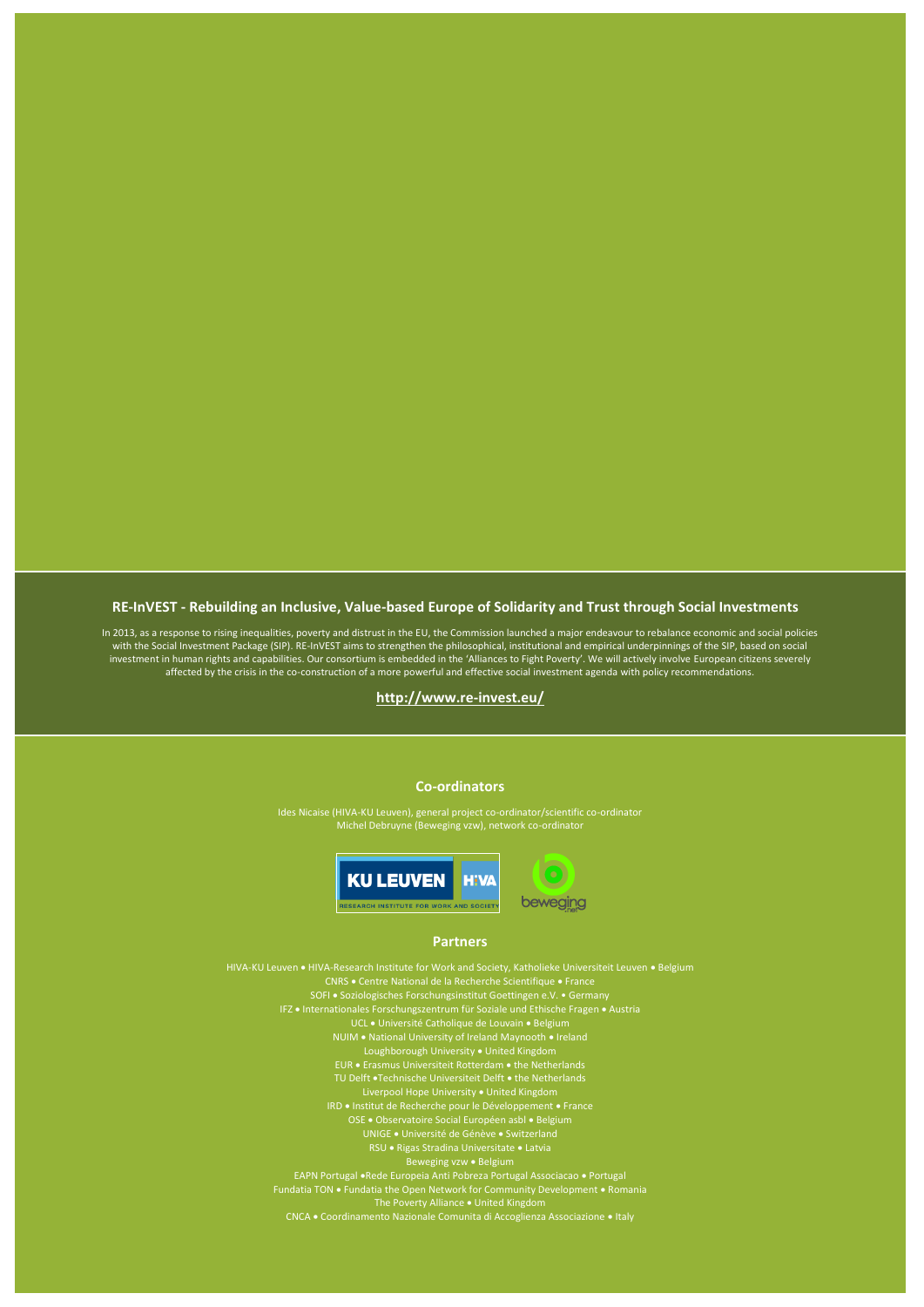## RE-InVEST - Rebuilding an Inclusive, Value-based Europe of Solidarity and Trust through Social Investments

In 2013, as a response to rising inequalities, poverty and distrust in the EU, the Commission launched a major endeavour to rebalance economic and social policies with the Social Investment Package (SIP). RE-InVEST aims to strengthen the philosophical, institutional and empirical underpinnings of the SIP, based on social investment in human rights and capabilities. Our consortium is embedded in the 'Alliances to Fight Poverty'. We will actively involve European citizens severely affected by the crisis in the co-construction of a more powerful and effective social investment agenda with policy recommendations.

**http://www.re-invest.eu/**

### Co-ordinators

Ides Nicaise (HIVA-KU Leuven), general project co-ordinator/scientific co-ordinator
Michel Debruyne (Beweging vzw), network co-ordinator

### Partners

HIVA-KU Leuven • HIVA-Research Institute for Work and Society, Katholieke Universiteit Leuven • Belgium
CNRS • Centre National de la Recherche Scientifique • France
SOFI • Soziologisches Forschungsinstitut Goettingen e.V. • Germany
IFZ • Internationales Forschungszentrum für Soziale und Ethische Fragen • Austria
UCL • Université Catholique de Louvain • Belgium
NUIM • National University of Ireland Maynooth • Ireland
Loughborough University • United Kingdom
EUR • Erasmus Universiteit Rotterdam • the Netherlands
TU Delft •Technische Universiteit Delft • the Netherlands
Liverpool Hope University • United Kingdom
IRD • Institut de Recherche pour le Développement • France
OSE • Observatoire Social Européen asbl • Belgium
UNIGE • Université de Génève • Switzerland
RSU • Rigas Stradina Universitate • Latvia
Beweging vzw • Belgium
EAPN Portugal •Rede Europeia Anti Pobreza Portugal Associacao • Portugal
Fundatia TON • Fundatia the Open Network for Community Development • Romania
The Poverty Alliance • United Kingdom
CNCA • Coordinamento Nazionale Comunita di Accoglienza Associazione • Italy